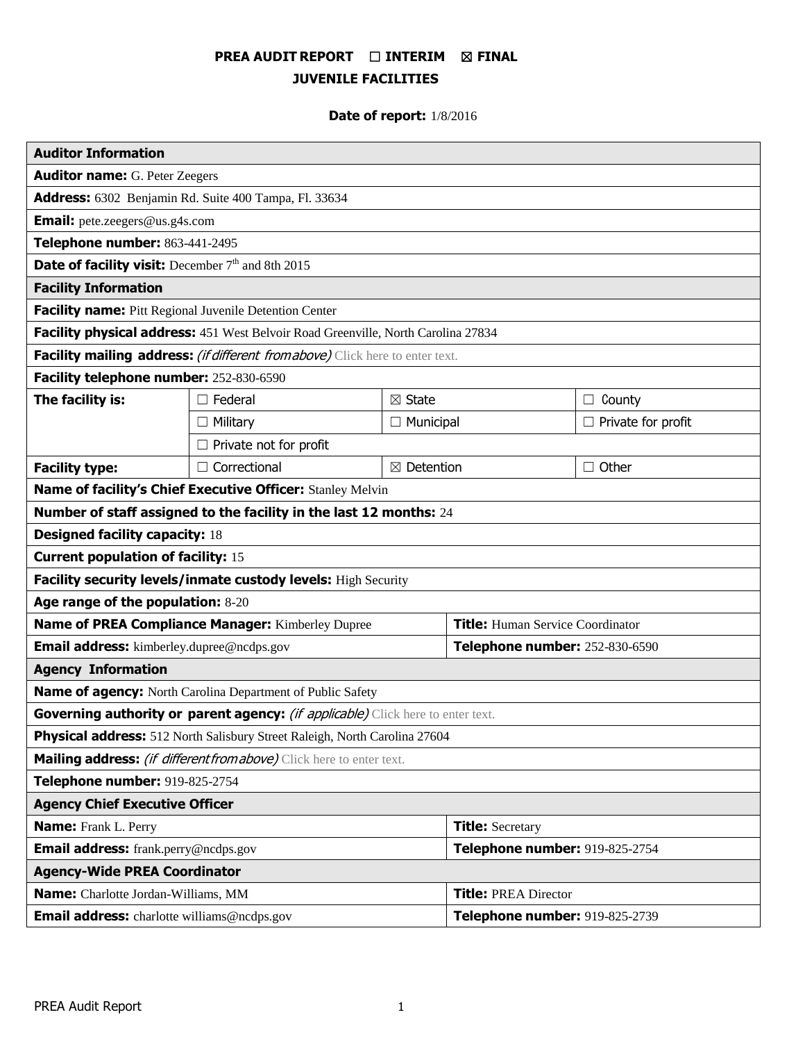# PREA AUDIT REPORT ☐ INTERIM ☒ FINAL
## JUVENILE FACILITIES

**Date of report:** 1/8/2016

| **Auditor Information** | | | |
|---|---|---|---|
| **Auditor name:** G. Peter Zeegers | | | |
| **Address:** 6302 Benjamin Rd. Suite 400 Tampa, Fl. 33634 | | | |
| **Email:** pete.zeegers@us.g4s.com | | | |
| **Telephone number:** 863-441-2495 | | | |
| **Date of facility visit:** December 7th and 8th 2015 | | | |
| **Facility Information** | | | |
| **Facility name:** Pitt Regional Juvenile Detention Center | | | |
| **Facility physical address:** 451 West Belvoir Road Greenville, North Carolina 27834 | | | |
| **Facility mailing address:** *(if different from above)* Click here to enter text. | | | |
| **Facility telephone number:** 252-830-6590 | | | |
| **The facility is:** | ☐ Federal | ☒ State | ☐ County |
| | ☐ Military | ☐ Municipal | ☐ Private for profit |
| | ☐ Private not for profit | | |
| **Facility type:** | ☐ Correctional | ☒ Detention | ☐ Other |
| **Name of facility's Chief Executive Officer:** Stanley Melvin | | | |
| **Number of staff assigned to the facility in the last 12 months:** 24 | | | |
| **Designed facility capacity:** 18 | | | |
| **Current population of facility:** 15 | | | |
| **Facility security levels/inmate custody levels:** High Security | | | |
| **Age range of the population:** 8-20 | | | |
| **Name of PREA Compliance Manager:** Kimberley Dupree | | **Title:** Human Service Coordinator | |
| **Email address:** kimberley.dupree@ncdps.gov | | **Telephone number:** 252-830-6590 | |
| **Agency Information** | | | |
| **Name of agency:** North Carolina Department of Public Safety | | | |
| **Governing authority or parent agency:** *(if applicable)* Click here to enter text. | | | |
| **Physical address:** 512 North Salisbury Street Raleigh, North Carolina 27604 | | | |
| **Mailing address:** *(if different from above)* Click here to enter text. | | | |
| **Telephone number:** 919-825-2754 | | | |
| **Agency Chief Executive Officer** | | | |
| **Name:** Frank L. Perry | | **Title:** Secretary | |
| **Email address:** frank.perry@ncdps.gov | | **Telephone number:** 919-825-2754 | |
| **Agency-Wide PREA Coordinator** | | | |
| **Name:** Charlotte Jordan-Williams, MM | | **Title:** PREA Director | |
| **Email address:** charlotte williams@ncdps.gov | | **Telephone number:** 919-825-2739 | |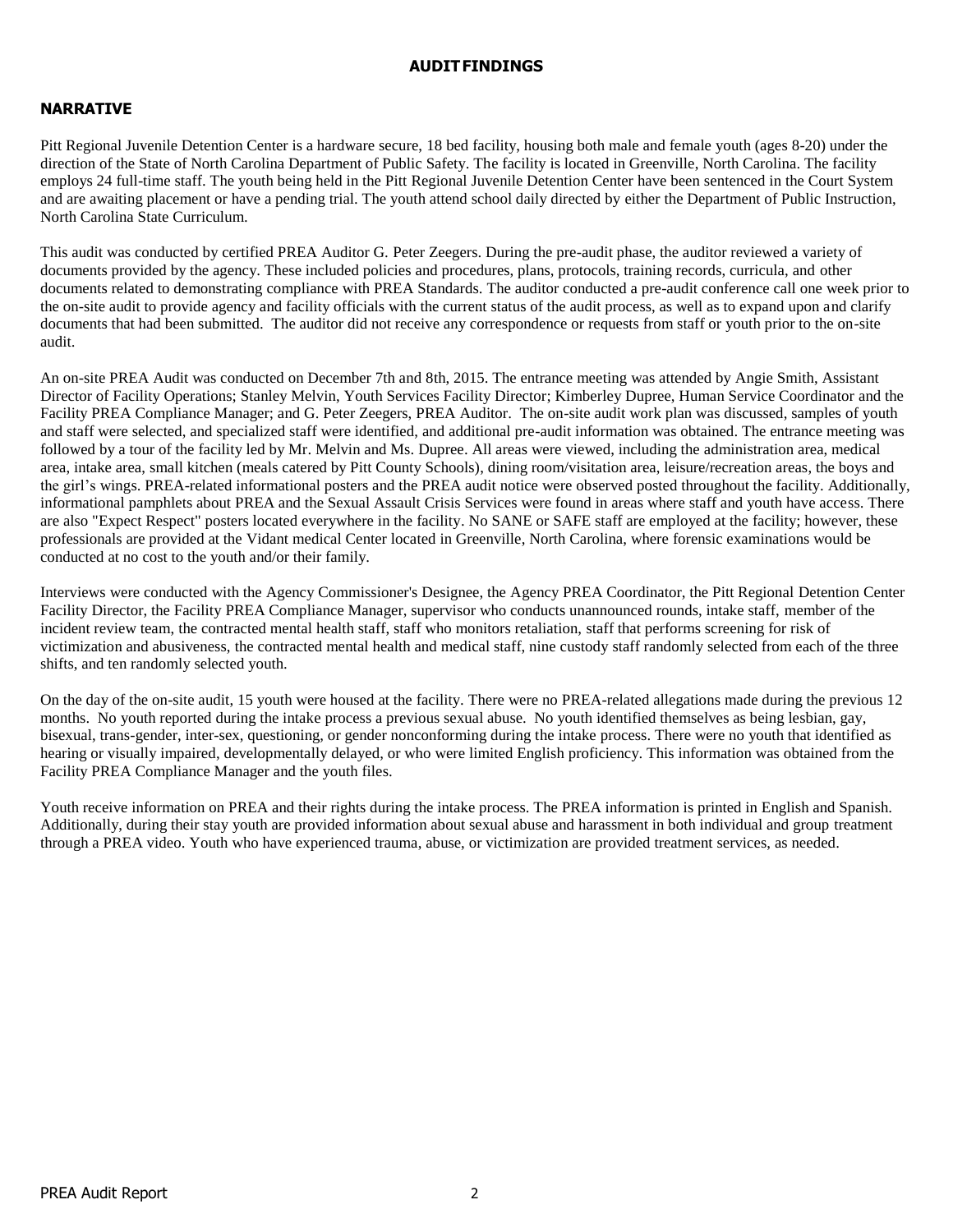## AUDIT FINDINGS

### NARRATIVE

Pitt Regional Juvenile Detention Center is a hardware secure, 18 bed facility, housing both male and female youth (ages 8-20) under the direction of the State of North Carolina Department of Public Safety. The facility is located in Greenville, North Carolina. The facility employs 24 full-time staff. The youth being held in the Pitt Regional Juvenile Detention Center have been sentenced in the Court System and are awaiting placement or have a pending trial. The youth attend school daily directed by either the Department of Public Instruction, North Carolina State Curriculum.

This audit was conducted by certified PREA Auditor G. Peter Zeegers. During the pre-audit phase, the auditor reviewed a variety of documents provided by the agency. These included policies and procedures, plans, protocols, training records, curricula, and other documents related to demonstrating compliance with PREA Standards. The auditor conducted a pre-audit conference call one week prior to the on-site audit to provide agency and facility officials with the current status of the audit process, as well as to expand upon and clarify documents that had been submitted. The auditor did not receive any correspondence or requests from staff or youth prior to the on-site audit.

An on-site PREA Audit was conducted on December 7th and 8th, 2015. The entrance meeting was attended by Angie Smith, Assistant Director of Facility Operations; Stanley Melvin, Youth Services Facility Director; Kimberley Dupree, Human Service Coordinator and the Facility PREA Compliance Manager; and G. Peter Zeegers, PREA Auditor. The on-site audit work plan was discussed, samples of youth and staff were selected, and specialized staff were identified, and additional pre-audit information was obtained. The entrance meeting was followed by a tour of the facility led by Mr. Melvin and Ms. Dupree. All areas were viewed, including the administration area, medical area, intake area, small kitchen (meals catered by Pitt County Schools), dining room/visitation area, leisure/recreation areas, the boys and the girl's wings. PREA-related informational posters and the PREA audit notice were observed posted throughout the facility. Additionally, informational pamphlets about PREA and the Sexual Assault Crisis Services were found in areas where staff and youth have access. There are also "Expect Respect" posters located everywhere in the facility. No SANE or SAFE staff are employed at the facility; however, these professionals are provided at the Vidant medical Center located in Greenville, North Carolina, where forensic examinations would be conducted at no cost to the youth and/or their family.

Interviews were conducted with the Agency Commissioner's Designee, the Agency PREA Coordinator, the Pitt Regional Detention Center Facility Director, the Facility PREA Compliance Manager, supervisor who conducts unannounced rounds, intake staff, member of the incident review team, the contracted mental health staff, staff who monitors retaliation, staff that performs screening for risk of victimization and abusiveness, the contracted mental health and medical staff, nine custody staff randomly selected from each of the three shifts, and ten randomly selected youth.

On the day of the on-site audit, 15 youth were housed at the facility. There were no PREA-related allegations made during the previous 12 months. No youth reported during the intake process a previous sexual abuse. No youth identified themselves as being lesbian, gay, bisexual, trans-gender, inter-sex, questioning, or gender nonconforming during the intake process. There were no youth that identified as hearing or visually impaired, developmentally delayed, or who were limited English proficiency. This information was obtained from the Facility PREA Compliance Manager and the youth files.

Youth receive information on PREA and their rights during the intake process. The PREA information is printed in English and Spanish. Additionally, during their stay youth are provided information about sexual abuse and harassment in both individual and group treatment through a PREA video. Youth who have experienced trauma, abuse, or victimization are provided treatment services, as needed.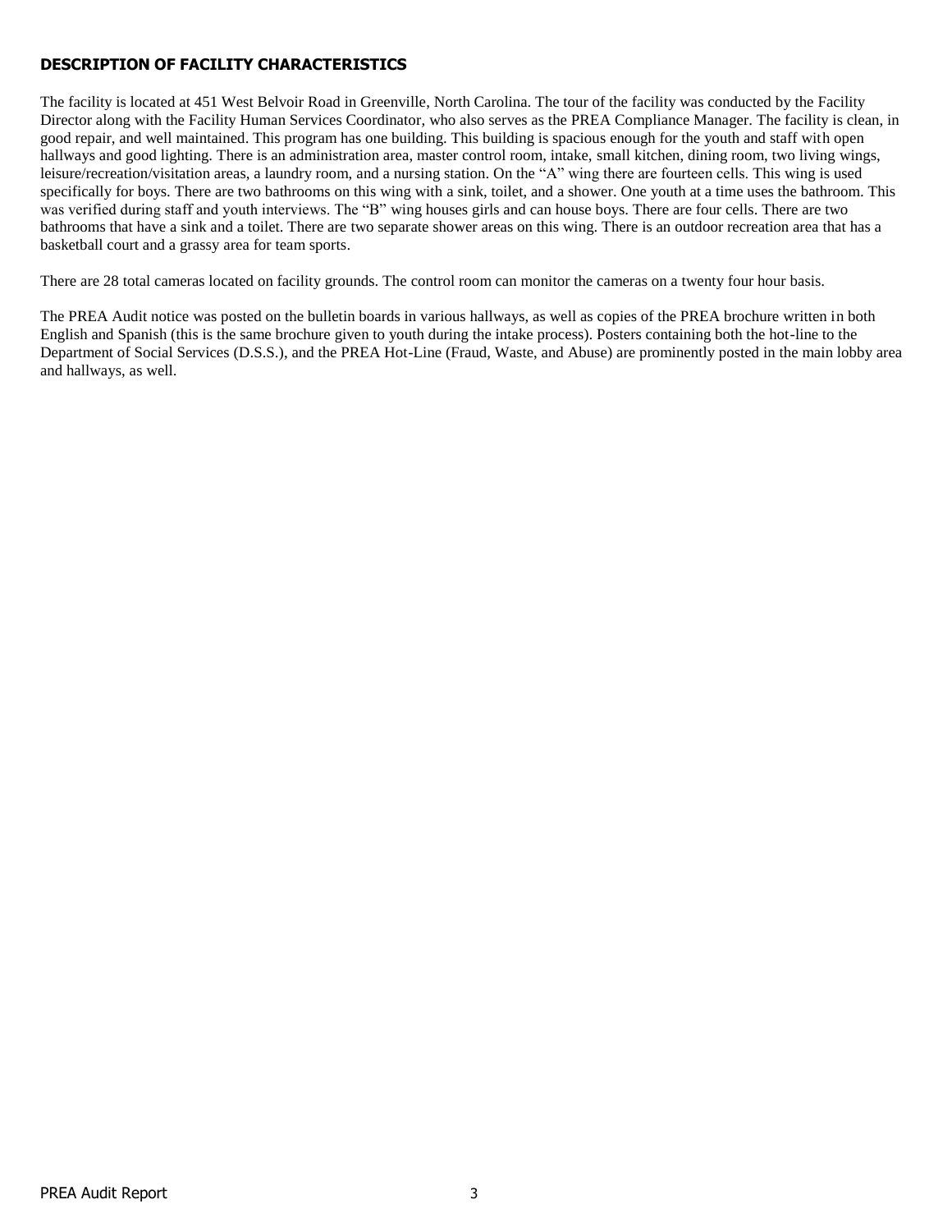## DESCRIPTION OF FACILITY CHARACTERISTICS

The facility is located at 451 West Belvoir Road in Greenville, North Carolina. The tour of the facility was conducted by the Facility Director along with the Facility Human Services Coordinator, who also serves as the PREA Compliance Manager. The facility is clean, in good repair, and well maintained. This program has one building. This building is spacious enough for the youth and staff with open hallways and good lighting. There is an administration area, master control room, intake, small kitchen, dining room, two living wings, leisure/recreation/visitation areas, a laundry room, and a nursing station. On the "A" wing there are fourteen cells. This wing is used specifically for boys. There are two bathrooms on this wing with a sink, toilet, and a shower. One youth at a time uses the bathroom. This was verified during staff and youth interviews. The "B" wing houses girls and can house boys. There are four cells. There are two bathrooms that have a sink and a toilet. There are two separate shower areas on this wing. There is an outdoor recreation area that has a basketball court and a grassy area for team sports.

There are 28 total cameras located on facility grounds. The control room can monitor the cameras on a twenty four hour basis.

The PREA Audit notice was posted on the bulletin boards in various hallways, as well as copies of the PREA brochure written in both English and Spanish (this is the same brochure given to youth during the intake process). Posters containing both the hot-line to the Department of Social Services (D.S.S.), and the PREA Hot-Line (Fraud, Waste, and Abuse) are prominently posted in the main lobby area and hallways, as well.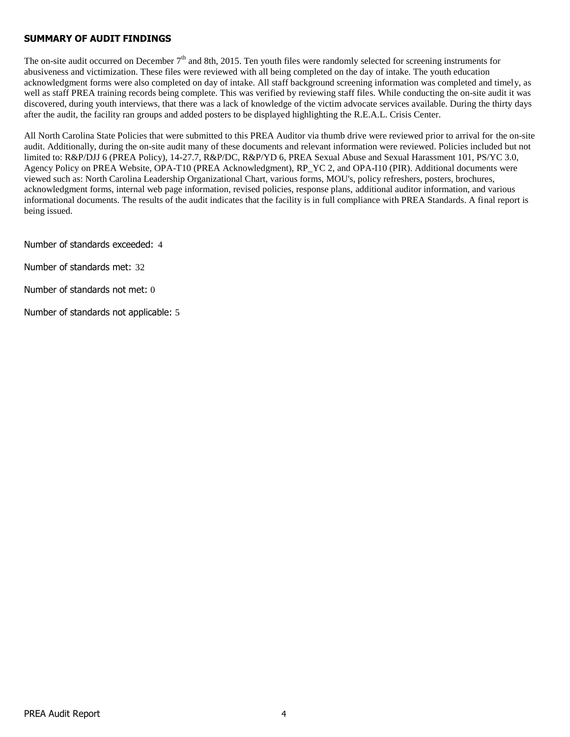## SUMMARY OF AUDIT FINDINGS

The on-site audit occurred on December 7th and 8th, 2015. Ten youth files were randomly selected for screening instruments for abusiveness and victimization. These files were reviewed with all being completed on the day of intake. The youth education acknowledgment forms were also completed on day of intake. All staff background screening information was completed and timely, as well as staff PREA training records being complete. This was verified by reviewing staff files. While conducting the on-site audit it was discovered, during youth interviews, that there was a lack of knowledge of the victim advocate services available. During the thirty days after the audit, the facility ran groups and added posters to be displayed highlighting the R.E.A.L. Crisis Center.

All North Carolina State Policies that were submitted to this PREA Auditor via thumb drive were reviewed prior to arrival for the on-site audit. Additionally, during the on-site audit many of these documents and relevant information were reviewed. Policies included but not limited to: R&P/DJJ 6 (PREA Policy), 14-27.7, R&P/DC, R&P/YD 6, PREA Sexual Abuse and Sexual Harassment 101, PS/YC 3.0, Agency Policy on PREA Website, OPA-T10 (PREA Acknowledgment), RP_YC 2, and OPA-I10 (PIR). Additional documents were viewed such as: North Carolina Leadership Organizational Chart, various forms, MOU's, policy refreshers, posters, brochures, acknowledgment forms, internal web page information, revised policies, response plans, additional auditor information, and various informational documents. The results of the audit indicates that the facility is in full compliance with PREA Standards. A final report is being issued.

Number of standards exceeded: 4

Number of standards met: 32

Number of standards not met: 0

Number of standards not applicable: 5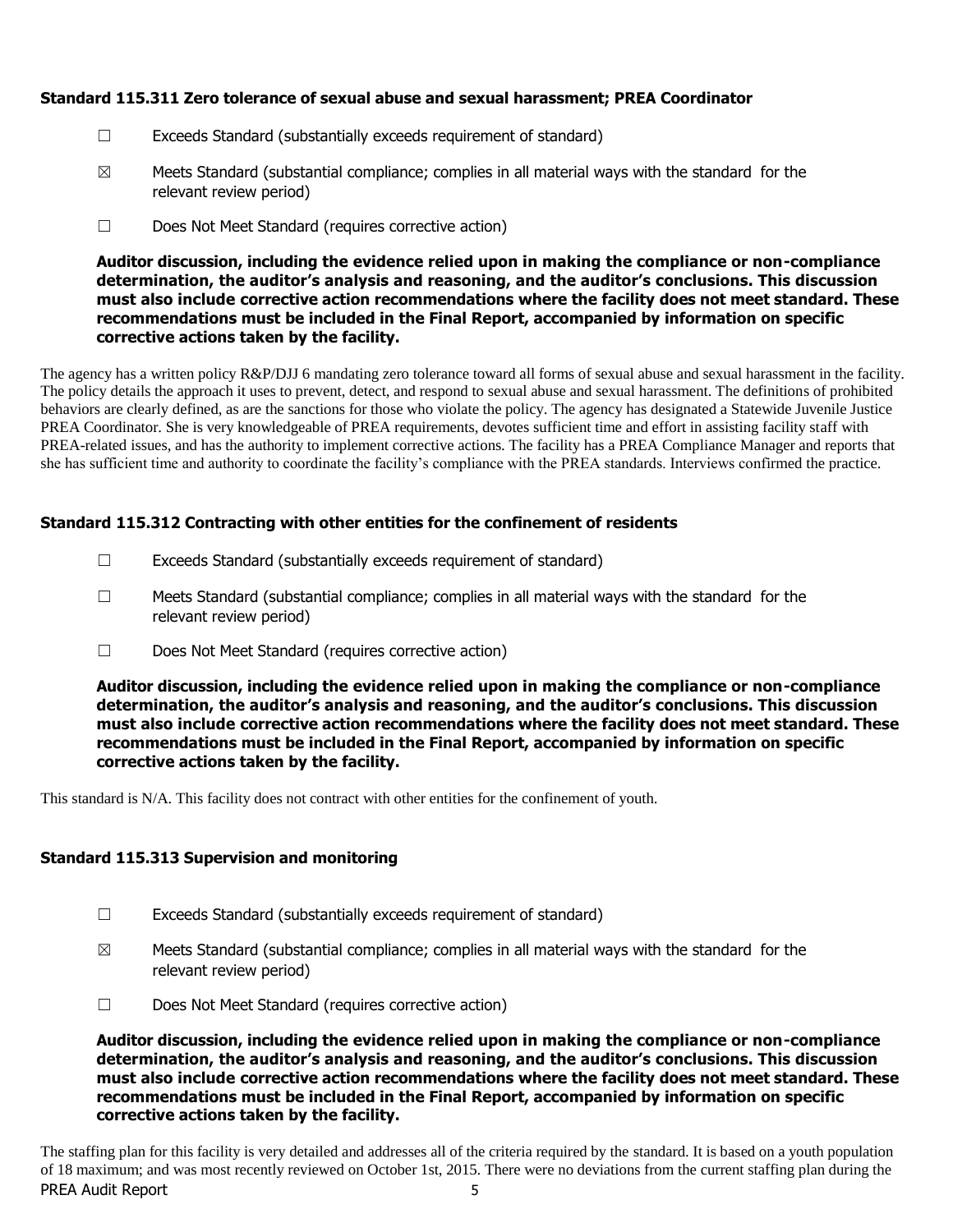### Standard 115.311 Zero tolerance of sexual abuse and sexual harassment; PREA Coordinator

- ☐ Exceeds Standard (substantially exceeds requirement of standard)
- ☒ Meets Standard (substantial compliance; complies in all material ways with the standard for the relevant review period)
- ☐ Does Not Meet Standard (requires corrective action)

**Auditor discussion, including the evidence relied upon in making the compliance or non-compliance determination, the auditor's analysis and reasoning, and the auditor's conclusions. This discussion must also include corrective action recommendations where the facility does not meet standard. These recommendations must be included in the Final Report, accompanied by information on specific corrective actions taken by the facility.**

The agency has a written policy R&P/DJJ 6 mandating zero tolerance toward all forms of sexual abuse and sexual harassment in the facility. The policy details the approach it uses to prevent, detect, and respond to sexual abuse and sexual harassment. The definitions of prohibited behaviors are clearly defined, as are the sanctions for those who violate the policy. The agency has designated a Statewide Juvenile Justice PREA Coordinator. She is very knowledgeable of PREA requirements, devotes sufficient time and effort in assisting facility staff with PREA-related issues, and has the authority to implement corrective actions. The facility has a PREA Compliance Manager and reports that she has sufficient time and authority to coordinate the facility's compliance with the PREA standards. Interviews confirmed the practice.

### Standard 115.312 Contracting with other entities for the confinement of residents

- ☐ Exceeds Standard (substantially exceeds requirement of standard)
- ☐ Meets Standard (substantial compliance; complies in all material ways with the standard for the relevant review period)
- ☐ Does Not Meet Standard (requires corrective action)

**Auditor discussion, including the evidence relied upon in making the compliance or non-compliance determination, the auditor's analysis and reasoning, and the auditor's conclusions. This discussion must also include corrective action recommendations where the facility does not meet standard. These recommendations must be included in the Final Report, accompanied by information on specific corrective actions taken by the facility.**

This standard is N/A. This facility does not contract with other entities for the confinement of youth.

### Standard 115.313 Supervision and monitoring

- ☐ Exceeds Standard (substantially exceeds requirement of standard)
- ☒ Meets Standard (substantial compliance; complies in all material ways with the standard for the relevant review period)
- ☐ Does Not Meet Standard (requires corrective action)

**Auditor discussion, including the evidence relied upon in making the compliance or non-compliance determination, the auditor's analysis and reasoning, and the auditor's conclusions. This discussion must also include corrective action recommendations where the facility does not meet standard. These recommendations must be included in the Final Report, accompanied by information on specific corrective actions taken by the facility.**

The staffing plan for this facility is very detailed and addresses all of the criteria required by the standard. It is based on a youth population of 18 maximum; and was most recently reviewed on October 1st, 2015. There were no deviations from the current staffing plan during the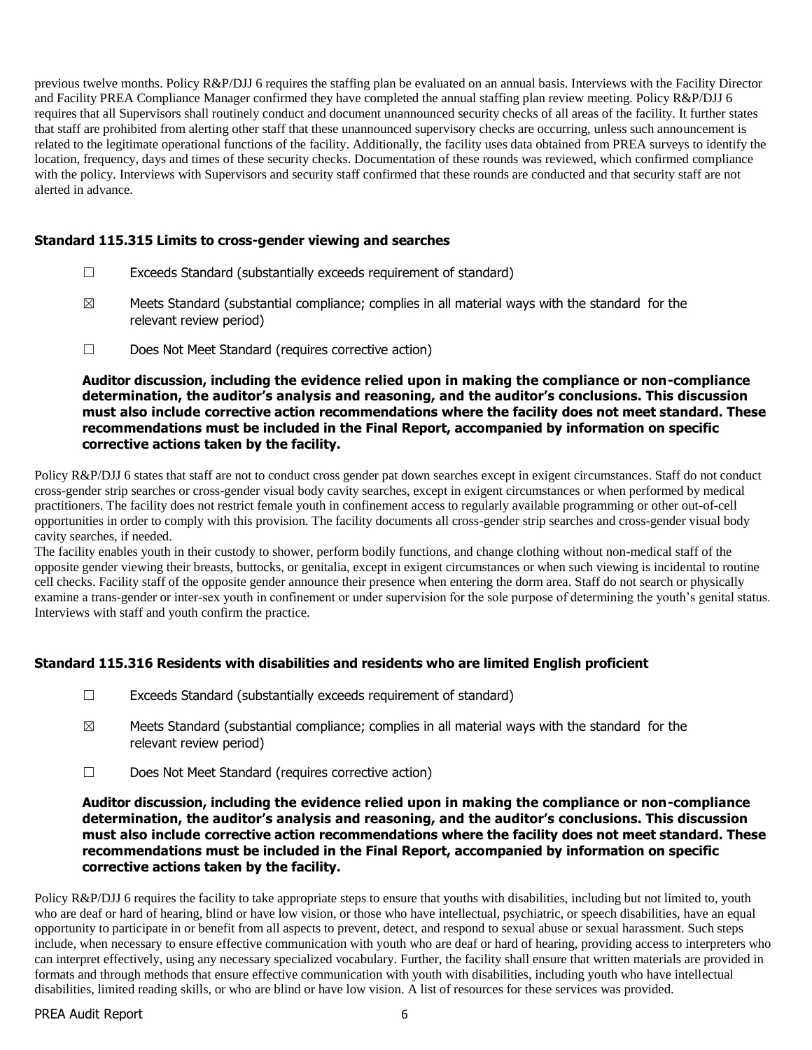previous twelve months. Policy R&P/DJJ 6 requires the staffing plan be evaluated on an annual basis. Interviews with the Facility Director and Facility PREA Compliance Manager confirmed they have completed the annual staffing plan review meeting. Policy R&P/DJJ 6 requires that all Supervisors shall routinely conduct and document unannounced security checks of all areas of the facility. It further states that staff are prohibited from alerting other staff that these unannounced supervisory checks are occurring, unless such announcement is related to the legitimate operational functions of the facility. Additionally, the facility uses data obtained from PREA surveys to identify the location, frequency, days and times of these security checks. Documentation of these rounds was reviewed, which confirmed compliance with the policy. Interviews with Supervisors and security staff confirmed that these rounds are conducted and that security staff are not alerted in advance.

### Standard 115.315 Limits to cross-gender viewing and searches

☐ Exceeds Standard (substantially exceeds requirement of standard)

☒ Meets Standard (substantial compliance; complies in all material ways with the standard for the relevant review period)

☐ Does Not Meet Standard (requires corrective action)

**Auditor discussion, including the evidence relied upon in making the compliance or non-compliance determination, the auditor's analysis and reasoning, and the auditor's conclusions. This discussion must also include corrective action recommendations where the facility does not meet standard. These recommendations must be included in the Final Report, accompanied by information on specific corrective actions taken by the facility.**

Policy R&P/DJJ 6 states that staff are not to conduct cross gender pat down searches except in exigent circumstances. Staff do not conduct cross-gender strip searches or cross-gender visual body cavity searches, except in exigent circumstances or when performed by medical practitioners. The facility does not restrict female youth in confinement access to regularly available programming or other out-of-cell opportunities in order to comply with this provision. The facility documents all cross-gender strip searches and cross-gender visual body cavity searches, if needed.

The facility enables youth in their custody to shower, perform bodily functions, and change clothing without non-medical staff of the opposite gender viewing their breasts, buttocks, or genitalia, except in exigent circumstances or when such viewing is incidental to routine cell checks. Facility staff of the opposite gender announce their presence when entering the dorm area. Staff do not search or physically examine a trans-gender or inter-sex youth in confinement or under supervision for the sole purpose of determining the youth's genital status. Interviews with staff and youth confirm the practice.

### Standard 115.316 Residents with disabilities and residents who are limited English proficient

☐ Exceeds Standard (substantially exceeds requirement of standard)

☒ Meets Standard (substantial compliance; complies in all material ways with the standard for the relevant review period)

☐ Does Not Meet Standard (requires corrective action)

**Auditor discussion, including the evidence relied upon in making the compliance or non-compliance determination, the auditor's analysis and reasoning, and the auditor's conclusions. This discussion must also include corrective action recommendations where the facility does not meet standard. These recommendations must be included in the Final Report, accompanied by information on specific corrective actions taken by the facility.**

Policy R&P/DJJ 6 requires the facility to take appropriate steps to ensure that youths with disabilities, including but not limited to, youth who are deaf or hard of hearing, blind or have low vision, or those who have intellectual, psychiatric, or speech disabilities, have an equal opportunity to participate in or benefit from all aspects to prevent, detect, and respond to sexual abuse or sexual harassment. Such steps include, when necessary to ensure effective communication with youth who are deaf or hard of hearing, providing access to interpreters who can interpret effectively, using any necessary specialized vocabulary. Further, the facility shall ensure that written materials are provided in formats and through methods that ensure effective communication with youth with disabilities, including youth who have intellectual disabilities, limited reading skills, or who are blind or have low vision. A list of resources for these services was provided.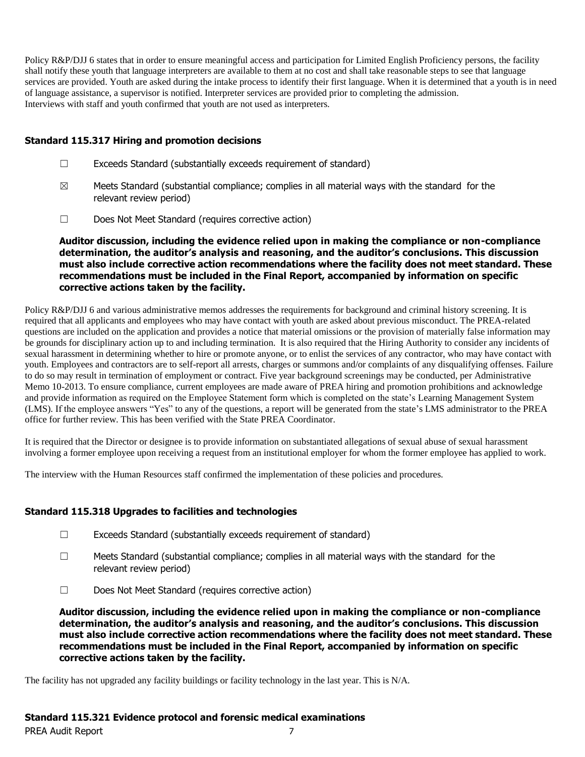Policy R&P/DJJ 6 states that in order to ensure meaningful access and participation for Limited English Proficiency persons, the facility shall notify these youth that language interpreters are available to them at no cost and shall take reasonable steps to see that language services are provided. Youth are asked during the intake process to identify their first language. When it is determined that a youth is in need of language assistance, a supervisor is notified. Interpreter services are provided prior to completing the admission. Interviews with staff and youth confirmed that youth are not used as interpreters.

### Standard 115.317 Hiring and promotion decisions

- ☐ Exceeds Standard (substantially exceeds requirement of standard)
- ☒ Meets Standard (substantial compliance; complies in all material ways with the standard for the relevant review period)
- ☐ Does Not Meet Standard (requires corrective action)

**Auditor discussion, including the evidence relied upon in making the compliance or non-compliance determination, the auditor's analysis and reasoning, and the auditor's conclusions. This discussion must also include corrective action recommendations where the facility does not meet standard. These recommendations must be included in the Final Report, accompanied by information on specific corrective actions taken by the facility.**

Policy R&P/DJJ 6 and various administrative memos addresses the requirements for background and criminal history screening. It is required that all applicants and employees who may have contact with youth are asked about previous misconduct. The PREA-related questions are included on the application and provides a notice that material omissions or the provision of materially false information may be grounds for disciplinary action up to and including termination. It is also required that the Hiring Authority to consider any incidents of sexual harassment in determining whether to hire or promote anyone, or to enlist the services of any contractor, who may have contact with youth. Employees and contractors are to self-report all arrests, charges or summons and/or complaints of any disqualifying offenses. Failure to do so may result in termination of employment or contract. Five year background screenings may be conducted, per Administrative Memo 10-2013. To ensure compliance, current employees are made aware of PREA hiring and promotion prohibitions and acknowledge and provide information as required on the Employee Statement form which is completed on the state's Learning Management System (LMS). If the employee answers "Yes" to any of the questions, a report will be generated from the state's LMS administrator to the PREA office for further review. This has been verified with the State PREA Coordinator.

It is required that the Director or designee is to provide information on substantiated allegations of sexual abuse of sexual harassment involving a former employee upon receiving a request from an institutional employer for whom the former employee has applied to work.

The interview with the Human Resources staff confirmed the implementation of these policies and procedures.

### Standard 115.318 Upgrades to facilities and technologies

- ☐ Exceeds Standard (substantially exceeds requirement of standard)
- ☐ Meets Standard (substantial compliance; complies in all material ways with the standard for the relevant review period)
- ☐ Does Not Meet Standard (requires corrective action)

**Auditor discussion, including the evidence relied upon in making the compliance or non-compliance determination, the auditor's analysis and reasoning, and the auditor's conclusions. This discussion must also include corrective action recommendations where the facility does not meet standard. These recommendations must be included in the Final Report, accompanied by information on specific corrective actions taken by the facility.**

The facility has not upgraded any facility buildings or facility technology in the last year. This is N/A.

### Standard 115.321 Evidence protocol and forensic medical examinations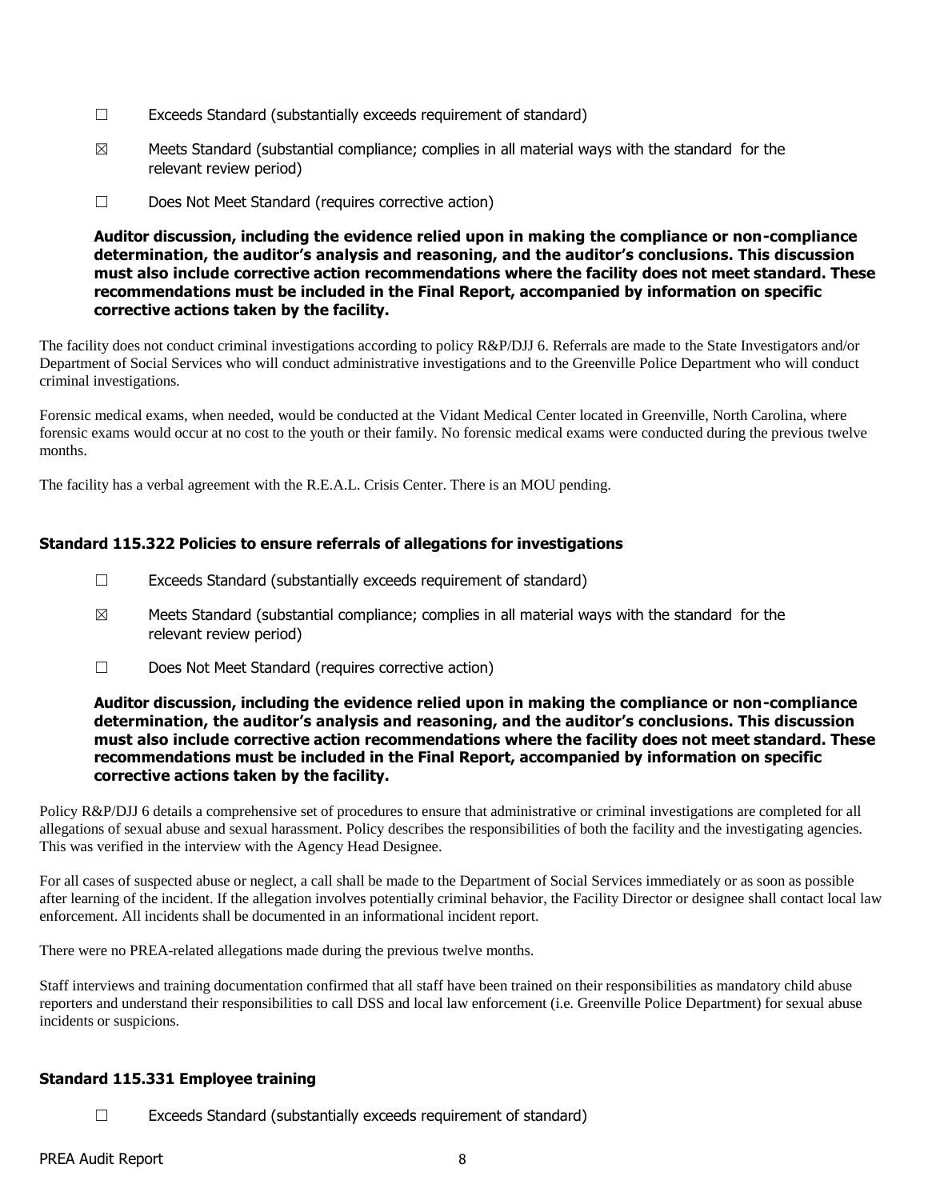☐ Exceeds Standard (substantially exceeds requirement of standard)

☒ Meets Standard (substantial compliance; complies in all material ways with the standard for the relevant review period)

☐ Does Not Meet Standard (requires corrective action)

**Auditor discussion, including the evidence relied upon in making the compliance or non-compliance determination, the auditor's analysis and reasoning, and the auditor's conclusions. This discussion must also include corrective action recommendations where the facility does not meet standard. These recommendations must be included in the Final Report, accompanied by information on specific corrective actions taken by the facility.**

The facility does not conduct criminal investigations according to policy R&P/DJJ 6. Referrals are made to the State Investigators and/or Department of Social Services who will conduct administrative investigations and to the Greenville Police Department who will conduct criminal investigations.

Forensic medical exams, when needed, would be conducted at the Vidant Medical Center located in Greenville, North Carolina, where forensic exams would occur at no cost to the youth or their family. No forensic medical exams were conducted during the previous twelve months.

The facility has a verbal agreement with the R.E.A.L. Crisis Center. There is an MOU pending.

### Standard 115.322 Policies to ensure referrals of allegations for investigations

☐ Exceeds Standard (substantially exceeds requirement of standard)

☒ Meets Standard (substantial compliance; complies in all material ways with the standard for the relevant review period)

☐ Does Not Meet Standard (requires corrective action)

**Auditor discussion, including the evidence relied upon in making the compliance or non-compliance determination, the auditor's analysis and reasoning, and the auditor's conclusions. This discussion must also include corrective action recommendations where the facility does not meet standard. These recommendations must be included in the Final Report, accompanied by information on specific corrective actions taken by the facility.**

Policy R&P/DJJ 6 details a comprehensive set of procedures to ensure that administrative or criminal investigations are completed for all allegations of sexual abuse and sexual harassment. Policy describes the responsibilities of both the facility and the investigating agencies. This was verified in the interview with the Agency Head Designee.

For all cases of suspected abuse or neglect, a call shall be made to the Department of Social Services immediately or as soon as possible after learning of the incident. If the allegation involves potentially criminal behavior, the Facility Director or designee shall contact local law enforcement. All incidents shall be documented in an informational incident report.

There were no PREA-related allegations made during the previous twelve months.

Staff interviews and training documentation confirmed that all staff have been trained on their responsibilities as mandatory child abuse reporters and understand their responsibilities to call DSS and local law enforcement (i.e. Greenville Police Department) for sexual abuse incidents or suspicions.

### Standard 115.331 Employee training

☐ Exceeds Standard (substantially exceeds requirement of standard)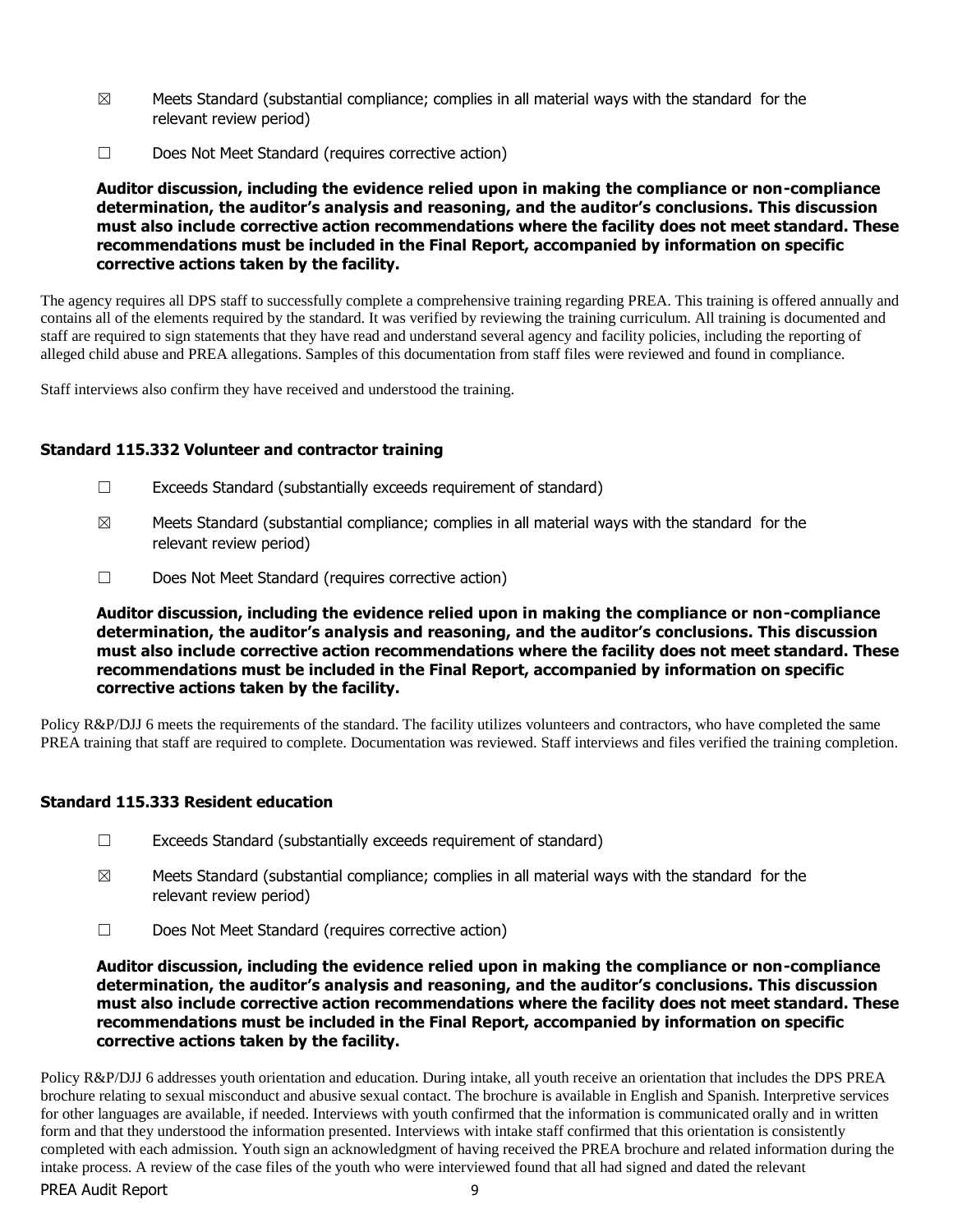☒ Meets Standard (substantial compliance; complies in all material ways with the standard for the relevant review period)

☐ Does Not Meet Standard (requires corrective action)

**Auditor discussion, including the evidence relied upon in making the compliance or non-compliance determination, the auditor's analysis and reasoning, and the auditor's conclusions. This discussion must also include corrective action recommendations where the facility does not meet standard. These recommendations must be included in the Final Report, accompanied by information on specific corrective actions taken by the facility.**

The agency requires all DPS staff to successfully complete a comprehensive training regarding PREA. This training is offered annually and contains all of the elements required by the standard. It was verified by reviewing the training curriculum. All training is documented and staff are required to sign statements that they have read and understand several agency and facility policies, including the reporting of alleged child abuse and PREA allegations. Samples of this documentation from staff files were reviewed and found in compliance.

Staff interviews also confirm they have received and understood the training.

### Standard 115.332 Volunteer and contractor training

☐ Exceeds Standard (substantially exceeds requirement of standard)

☒ Meets Standard (substantial compliance; complies in all material ways with the standard for the relevant review period)

☐ Does Not Meet Standard (requires corrective action)

**Auditor discussion, including the evidence relied upon in making the compliance or non-compliance determination, the auditor's analysis and reasoning, and the auditor's conclusions. This discussion must also include corrective action recommendations where the facility does not meet standard. These recommendations must be included in the Final Report, accompanied by information on specific corrective actions taken by the facility.**

Policy R&P/DJJ 6 meets the requirements of the standard. The facility utilizes volunteers and contractors, who have completed the same PREA training that staff are required to complete. Documentation was reviewed. Staff interviews and files verified the training completion.

### Standard 115.333 Resident education

☐ Exceeds Standard (substantially exceeds requirement of standard)

☒ Meets Standard (substantial compliance; complies in all material ways with the standard for the relevant review period)

☐ Does Not Meet Standard (requires corrective action)

**Auditor discussion, including the evidence relied upon in making the compliance or non-compliance determination, the auditor's analysis and reasoning, and the auditor's conclusions. This discussion must also include corrective action recommendations where the facility does not meet standard. These recommendations must be included in the Final Report, accompanied by information on specific corrective actions taken by the facility.**

Policy R&P/DJJ 6 addresses youth orientation and education. During intake, all youth receive an orientation that includes the DPS PREA brochure relating to sexual misconduct and abusive sexual contact. The brochure is available in English and Spanish. Interpretive services for other languages are available, if needed. Interviews with youth confirmed that the information is communicated orally and in written form and that they understood the information presented. Interviews with intake staff confirmed that this orientation is consistently completed with each admission. Youth sign an acknowledgment of having received the PREA brochure and related information during the intake process. A review of the case files of the youth who were interviewed found that all had signed and dated the relevant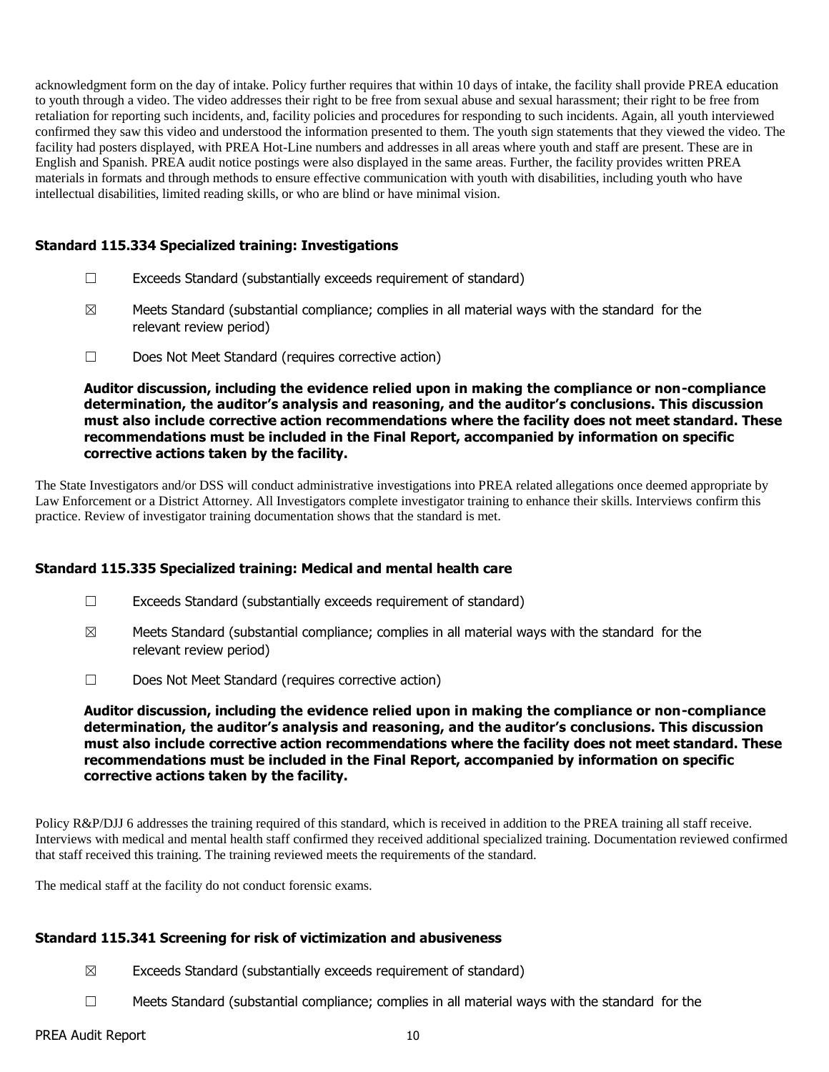acknowledgment form on the day of intake. Policy further requires that within 10 days of intake, the facility shall provide PREA education to youth through a video. The video addresses their right to be free from sexual abuse and sexual harassment; their right to be free from retaliation for reporting such incidents, and, facility policies and procedures for responding to such incidents. Again, all youth interviewed confirmed they saw this video and understood the information presented to them. The youth sign statements that they viewed the video. The facility had posters displayed, with PREA Hot-Line numbers and addresses in all areas where youth and staff are present. These are in English and Spanish. PREA audit notice postings were also displayed in the same areas. Further, the facility provides written PREA materials in formats and through methods to ensure effective communication with youth with disabilities, including youth who have intellectual disabilities, limited reading skills, or who are blind or have minimal vision.

### Standard 115.334 Specialized training: Investigations

☐ Exceeds Standard (substantially exceeds requirement of standard)

☒ Meets Standard (substantial compliance; complies in all material ways with the standard for the relevant review period)

☐ Does Not Meet Standard (requires corrective action)

**Auditor discussion, including the evidence relied upon in making the compliance or non-compliance determination, the auditor's analysis and reasoning, and the auditor's conclusions. This discussion must also include corrective action recommendations where the facility does not meet standard. These recommendations must be included in the Final Report, accompanied by information on specific corrective actions taken by the facility.**

The State Investigators and/or DSS will conduct administrative investigations into PREA related allegations once deemed appropriate by Law Enforcement or a District Attorney. All Investigators complete investigator training to enhance their skills. Interviews confirm this practice. Review of investigator training documentation shows that the standard is met.

### Standard 115.335 Specialized training: Medical and mental health care

☐ Exceeds Standard (substantially exceeds requirement of standard)

☒ Meets Standard (substantial compliance; complies in all material ways with the standard for the relevant review period)

☐ Does Not Meet Standard (requires corrective action)

**Auditor discussion, including the evidence relied upon in making the compliance or non-compliance determination, the auditor's analysis and reasoning, and the auditor's conclusions. This discussion must also include corrective action recommendations where the facility does not meet standard. These recommendations must be included in the Final Report, accompanied by information on specific corrective actions taken by the facility.**

Policy R&P/DJJ 6 addresses the training required of this standard, which is received in addition to the PREA training all staff receive. Interviews with medical and mental health staff confirmed they received additional specialized training. Documentation reviewed confirmed that staff received this training. The training reviewed meets the requirements of the standard.

The medical staff at the facility do not conduct forensic exams.

### Standard 115.341 Screening for risk of victimization and abusiveness

☒ Exceeds Standard (substantially exceeds requirement of standard)

☐ Meets Standard (substantial compliance; complies in all material ways with the standard for the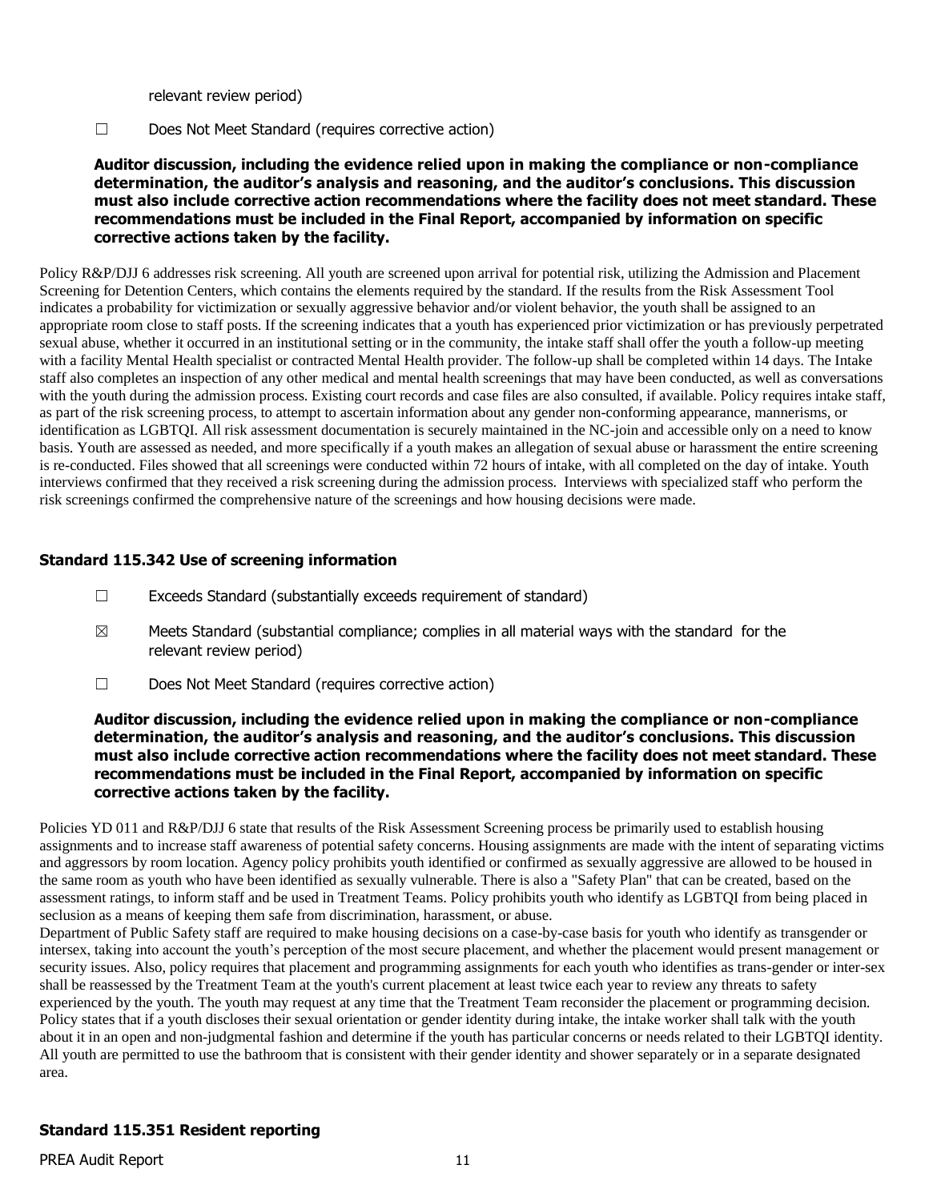relevant review period)

☐ Does Not Meet Standard (requires corrective action)

**Auditor discussion, including the evidence relied upon in making the compliance or non-compliance determination, the auditor's analysis and reasoning, and the auditor's conclusions. This discussion must also include corrective action recommendations where the facility does not meet standard. These recommendations must be included in the Final Report, accompanied by information on specific corrective actions taken by the facility.**

Policy R&P/DJJ 6 addresses risk screening. All youth are screened upon arrival for potential risk, utilizing the Admission and Placement Screening for Detention Centers, which contains the elements required by the standard. If the results from the Risk Assessment Tool indicates a probability for victimization or sexually aggressive behavior and/or violent behavior, the youth shall be assigned to an appropriate room close to staff posts. If the screening indicates that a youth has experienced prior victimization or has previously perpetrated sexual abuse, whether it occurred in an institutional setting or in the community, the intake staff shall offer the youth a follow-up meeting with a facility Mental Health specialist or contracted Mental Health provider. The follow-up shall be completed within 14 days. The Intake staff also completes an inspection of any other medical and mental health screenings that may have been conducted, as well as conversations with the youth during the admission process. Existing court records and case files are also consulted, if available. Policy requires intake staff, as part of the risk screening process, to attempt to ascertain information about any gender non-conforming appearance, mannerisms, or identification as LGBTQI. All risk assessment documentation is securely maintained in the NC-join and accessible only on a need to know basis. Youth are assessed as needed, and more specifically if a youth makes an allegation of sexual abuse or harassment the entire screening is re-conducted. Files showed that all screenings were conducted within 72 hours of intake, with all completed on the day of intake. Youth interviews confirmed that they received a risk screening during the admission process. Interviews with specialized staff who perform the risk screenings confirmed the comprehensive nature of the screenings and how housing decisions were made.

### Standard 115.342 Use of screening information

☐ Exceeds Standard (substantially exceeds requirement of standard)

☒ Meets Standard (substantial compliance; complies in all material ways with the standard for the relevant review period)

☐ Does Not Meet Standard (requires corrective action)

**Auditor discussion, including the evidence relied upon in making the compliance or non-compliance determination, the auditor's analysis and reasoning, and the auditor's conclusions. This discussion must also include corrective action recommendations where the facility does not meet standard. These recommendations must be included in the Final Report, accompanied by information on specific corrective actions taken by the facility.**

Policies YD 011 and R&P/DJJ 6 state that results of the Risk Assessment Screening process be primarily used to establish housing assignments and to increase staff awareness of potential safety concerns. Housing assignments are made with the intent of separating victims and aggressors by room location. Agency policy prohibits youth identified or confirmed as sexually aggressive are allowed to be housed in the same room as youth who have been identified as sexually vulnerable. There is also a "Safety Plan" that can be created, based on the assessment ratings, to inform staff and be used in Treatment Teams. Policy prohibits youth who identify as LGBTQI from being placed in seclusion as a means of keeping them safe from discrimination, harassment, or abuse.
Department of Public Safety staff are required to make housing decisions on a case-by-case basis for youth who identify as transgender or intersex, taking into account the youth's perception of the most secure placement, and whether the placement would present management or security issues. Also, policy requires that placement and programming assignments for each youth who identifies as trans-gender or inter-sex shall be reassessed by the Treatment Team at the youth's current placement at least twice each year to review any threats to safety experienced by the youth. The youth may request at any time that the Treatment Team reconsider the placement or programming decision. Policy states that if a youth discloses their sexual orientation or gender identity during intake, the intake worker shall talk with the youth about it in an open and non-judgmental fashion and determine if the youth has particular concerns or needs related to their LGBTQI identity. All youth are permitted to use the bathroom that is consistent with their gender identity and shower separately or in a separate designated area.

### Standard 115.351 Resident reporting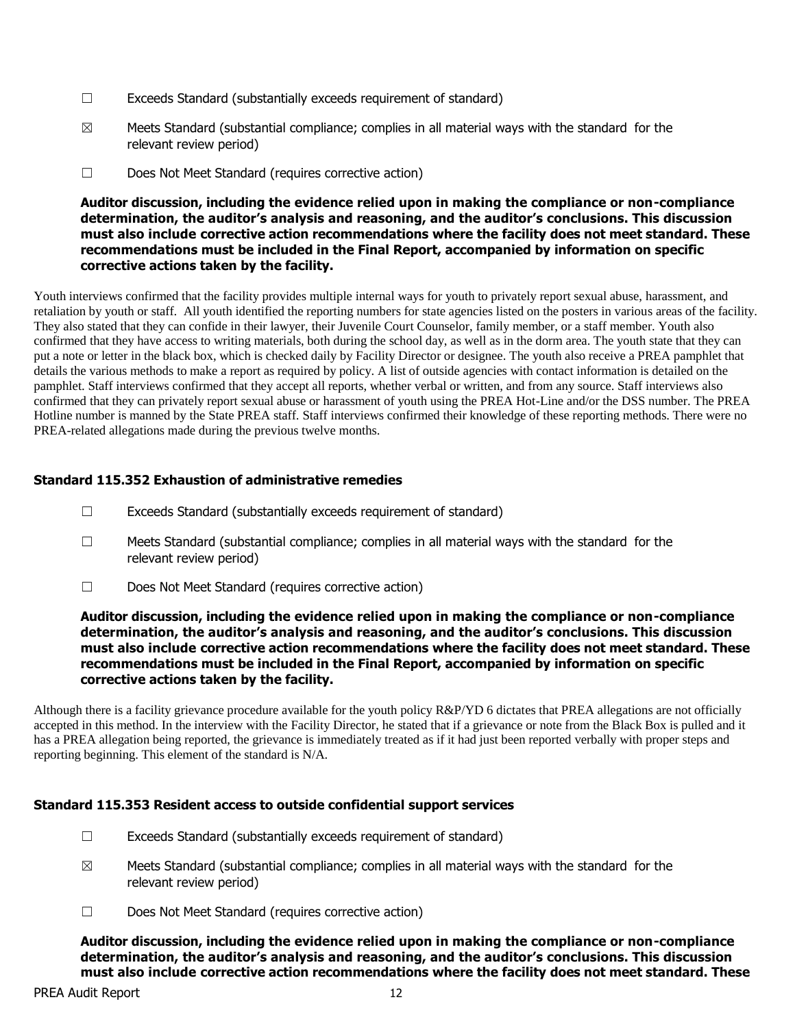☐ Exceeds Standard (substantially exceeds requirement of standard)

☒ Meets Standard (substantial compliance; complies in all material ways with the standard for the relevant review period)

☐ Does Not Meet Standard (requires corrective action)

**Auditor discussion, including the evidence relied upon in making the compliance or non-compliance determination, the auditor's analysis and reasoning, and the auditor's conclusions. This discussion must also include corrective action recommendations where the facility does not meet standard. These recommendations must be included in the Final Report, accompanied by information on specific corrective actions taken by the facility.**

Youth interviews confirmed that the facility provides multiple internal ways for youth to privately report sexual abuse, harassment, and retaliation by youth or staff. All youth identified the reporting numbers for state agencies listed on the posters in various areas of the facility. They also stated that they can confide in their lawyer, their Juvenile Court Counselor, family member, or a staff member. Youth also confirmed that they have access to writing materials, both during the school day, as well as in the dorm area. The youth state that they can put a note or letter in the black box, which is checked daily by Facility Director or designee. The youth also receive a PREA pamphlet that details the various methods to make a report as required by policy. A list of outside agencies with contact information is detailed on the pamphlet. Staff interviews confirmed that they accept all reports, whether verbal or written, and from any source. Staff interviews also confirmed that they can privately report sexual abuse or harassment of youth using the PREA Hot-Line and/or the DSS number. The PREA Hotline number is manned by the State PREA staff. Staff interviews confirmed their knowledge of these reporting methods. There were no PREA-related allegations made during the previous twelve months.

### Standard 115.352 Exhaustion of administrative remedies

☐ Exceeds Standard (substantially exceeds requirement of standard)

☐ Meets Standard (substantial compliance; complies in all material ways with the standard for the relevant review period)

☐ Does Not Meet Standard (requires corrective action)

**Auditor discussion, including the evidence relied upon in making the compliance or non-compliance determination, the auditor's analysis and reasoning, and the auditor's conclusions. This discussion must also include corrective action recommendations where the facility does not meet standard. These recommendations must be included in the Final Report, accompanied by information on specific corrective actions taken by the facility.**

Although there is a facility grievance procedure available for the youth policy R&P/YD 6 dictates that PREA allegations are not officially accepted in this method. In the interview with the Facility Director, he stated that if a grievance or note from the Black Box is pulled and it has a PREA allegation being reported, the grievance is immediately treated as if it had just been reported verbally with proper steps and reporting beginning. This element of the standard is N/A.

### Standard 115.353 Resident access to outside confidential support services

☐ Exceeds Standard (substantially exceeds requirement of standard)

☒ Meets Standard (substantial compliance; complies in all material ways with the standard for the relevant review period)

☐ Does Not Meet Standard (requires corrective action)

**Auditor discussion, including the evidence relied upon in making the compliance or non-compliance determination, the auditor's analysis and reasoning, and the auditor's conclusions. This discussion must also include corrective action recommendations where the facility does not meet standard. These**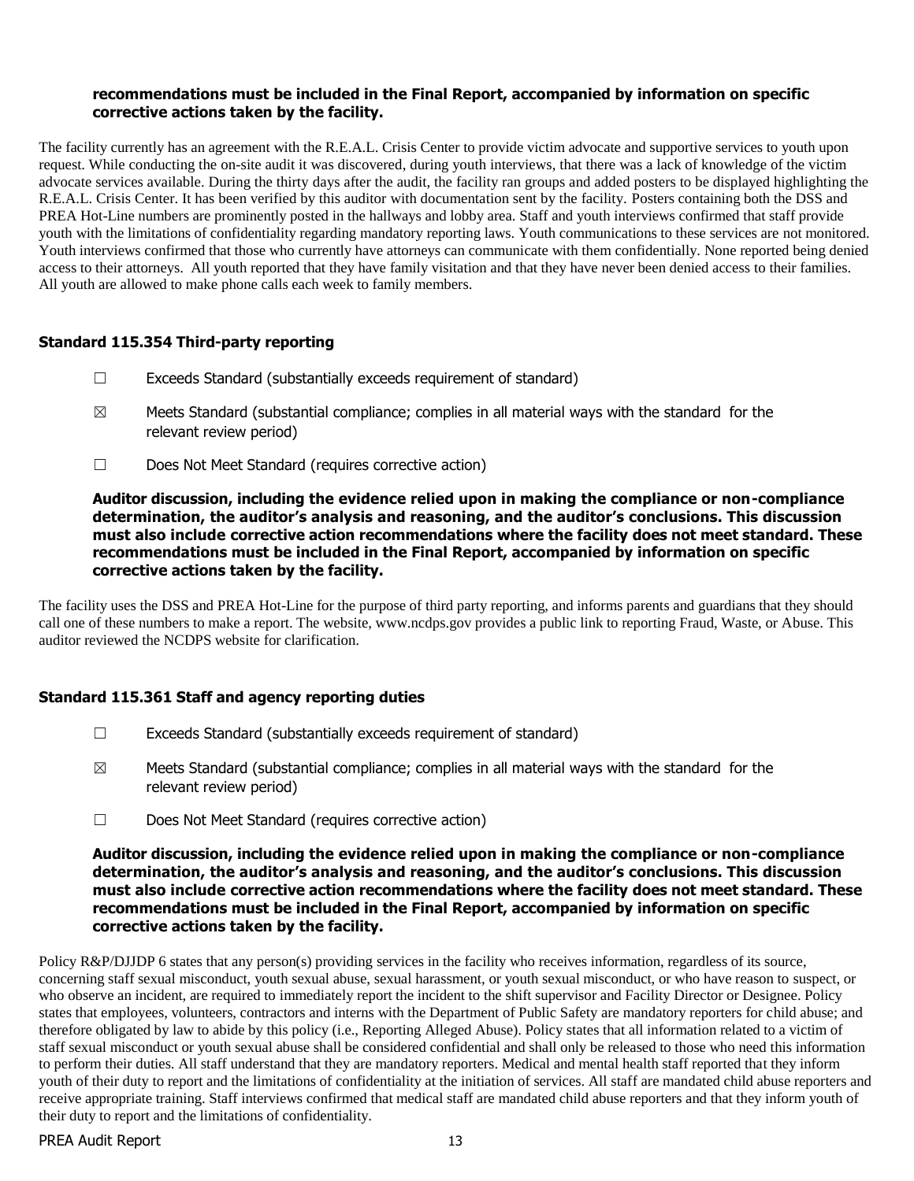**recommendations must be included in the Final Report, accompanied by information on specific corrective actions taken by the facility.**

The facility currently has an agreement with the R.E.A.L. Crisis Center to provide victim advocate and supportive services to youth upon request. While conducting the on-site audit it was discovered, during youth interviews, that there was a lack of knowledge of the victim advocate services available. During the thirty days after the audit, the facility ran groups and added posters to be displayed highlighting the R.E.A.L. Crisis Center. It has been verified by this auditor with documentation sent by the facility. Posters containing both the DSS and PREA Hot-Line numbers are prominently posted in the hallways and lobby area. Staff and youth interviews confirmed that staff provide youth with the limitations of confidentiality regarding mandatory reporting laws. Youth communications to these services are not monitored. Youth interviews confirmed that those who currently have attorneys can communicate with them confidentially. None reported being denied access to their attorneys. All youth reported that they have family visitation and that they have never been denied access to their families. All youth are allowed to make phone calls each week to family members.

### Standard 115.354 Third-party reporting

☐ Exceeds Standard (substantially exceeds requirement of standard)

☒ Meets Standard (substantial compliance; complies in all material ways with the standard for the relevant review period)

☐ Does Not Meet Standard (requires corrective action)

**Auditor discussion, including the evidence relied upon in making the compliance or non-compliance determination, the auditor's analysis and reasoning, and the auditor's conclusions. This discussion must also include corrective action recommendations where the facility does not meet standard. These recommendations must be included in the Final Report, accompanied by information on specific corrective actions taken by the facility.**

The facility uses the DSS and PREA Hot-Line for the purpose of third party reporting, and informs parents and guardians that they should call one of these numbers to make a report. The website, www.ncdps.gov provides a public link to reporting Fraud, Waste, or Abuse. This auditor reviewed the NCDPS website for clarification.

### Standard 115.361 Staff and agency reporting duties

☐ Exceeds Standard (substantially exceeds requirement of standard)

☒ Meets Standard (substantial compliance; complies in all material ways with the standard for the relevant review period)

☐ Does Not Meet Standard (requires corrective action)

**Auditor discussion, including the evidence relied upon in making the compliance or non-compliance determination, the auditor's analysis and reasoning, and the auditor's conclusions. This discussion must also include corrective action recommendations where the facility does not meet standard. These recommendations must be included in the Final Report, accompanied by information on specific corrective actions taken by the facility.**

Policy R&P/DJJDP 6 states that any person(s) providing services in the facility who receives information, regardless of its source, concerning staff sexual misconduct, youth sexual abuse, sexual harassment, or youth sexual misconduct, or who have reason to suspect, or who observe an incident, are required to immediately report the incident to the shift supervisor and Facility Director or Designee. Policy states that employees, volunteers, contractors and interns with the Department of Public Safety are mandatory reporters for child abuse; and therefore obligated by law to abide by this policy (i.e., Reporting Alleged Abuse). Policy states that all information related to a victim of staff sexual misconduct or youth sexual abuse shall be considered confidential and shall only be released to those who need this information to perform their duties. All staff understand that they are mandatory reporters. Medical and mental health staff reported that they inform youth of their duty to report and the limitations of confidentiality at the initiation of services. All staff are mandated child abuse reporters and receive appropriate training. Staff interviews confirmed that medical staff are mandated child abuse reporters and that they inform youth of their duty to report and the limitations of confidentiality.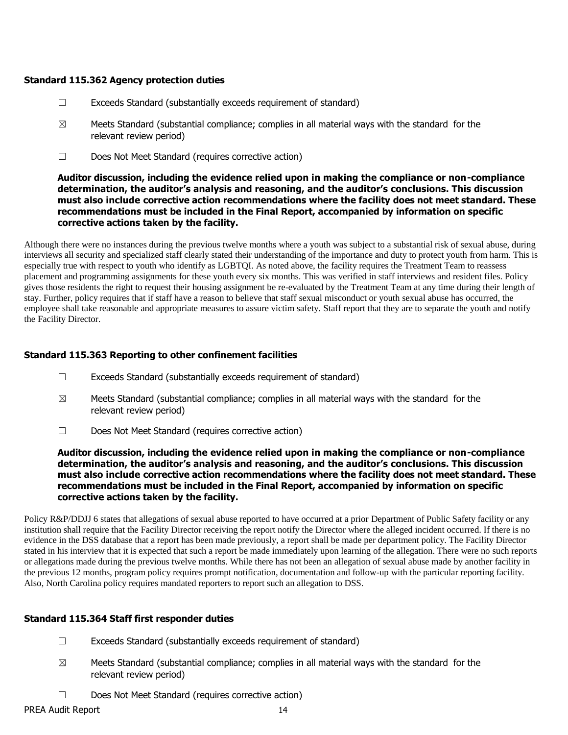### Standard 115.362 Agency protection duties

☐ Exceeds Standard (substantially exceeds requirement of standard)

☒ Meets Standard (substantial compliance; complies in all material ways with the standard for the relevant review period)

☐ Does Not Meet Standard (requires corrective action)

**Auditor discussion, including the evidence relied upon in making the compliance or non-compliance determination, the auditor's analysis and reasoning, and the auditor's conclusions. This discussion must also include corrective action recommendations where the facility does not meet standard. These recommendations must be included in the Final Report, accompanied by information on specific corrective actions taken by the facility.**

Although there were no instances during the previous twelve months where a youth was subject to a substantial risk of sexual abuse, during interviews all security and specialized staff clearly stated their understanding of the importance and duty to protect youth from harm. This is especially true with respect to youth who identify as LGBTQI. As noted above, the facility requires the Treatment Team to reassess placement and programming assignments for these youth every six months. This was verified in staff interviews and resident files. Policy gives those residents the right to request their housing assignment be re-evaluated by the Treatment Team at any time during their length of stay. Further, policy requires that if staff have a reason to believe that staff sexual misconduct or youth sexual abuse has occurred, the employee shall take reasonable and appropriate measures to assure victim safety. Staff report that they are to separate the youth and notify the Facility Director.

### Standard 115.363 Reporting to other confinement facilities

☐ Exceeds Standard (substantially exceeds requirement of standard)

☒ Meets Standard (substantial compliance; complies in all material ways with the standard for the relevant review period)

☐ Does Not Meet Standard (requires corrective action)

**Auditor discussion, including the evidence relied upon in making the compliance or non-compliance determination, the auditor's analysis and reasoning, and the auditor's conclusions. This discussion must also include corrective action recommendations where the facility does not meet standard. These recommendations must be included in the Final Report, accompanied by information on specific corrective actions taken by the facility.**

Policy R&P/DDJJ 6 states that allegations of sexual abuse reported to have occurred at a prior Department of Public Safety facility or any institution shall require that the Facility Director receiving the report notify the Director where the alleged incident occurred. If there is no evidence in the DSS database that a report has been made previously, a report shall be made per department policy. The Facility Director stated in his interview that it is expected that such a report be made immediately upon learning of the allegation. There were no such reports or allegations made during the previous twelve months. While there has not been an allegation of sexual abuse made by another facility in the previous 12 months, program policy requires prompt notification, documentation and follow-up with the particular reporting facility. Also, North Carolina policy requires mandated reporters to report such an allegation to DSS.

### Standard 115.364 Staff first responder duties

☐ Exceeds Standard (substantially exceeds requirement of standard)

☒ Meets Standard (substantial compliance; complies in all material ways with the standard for the relevant review period)

☐ Does Not Meet Standard (requires corrective action)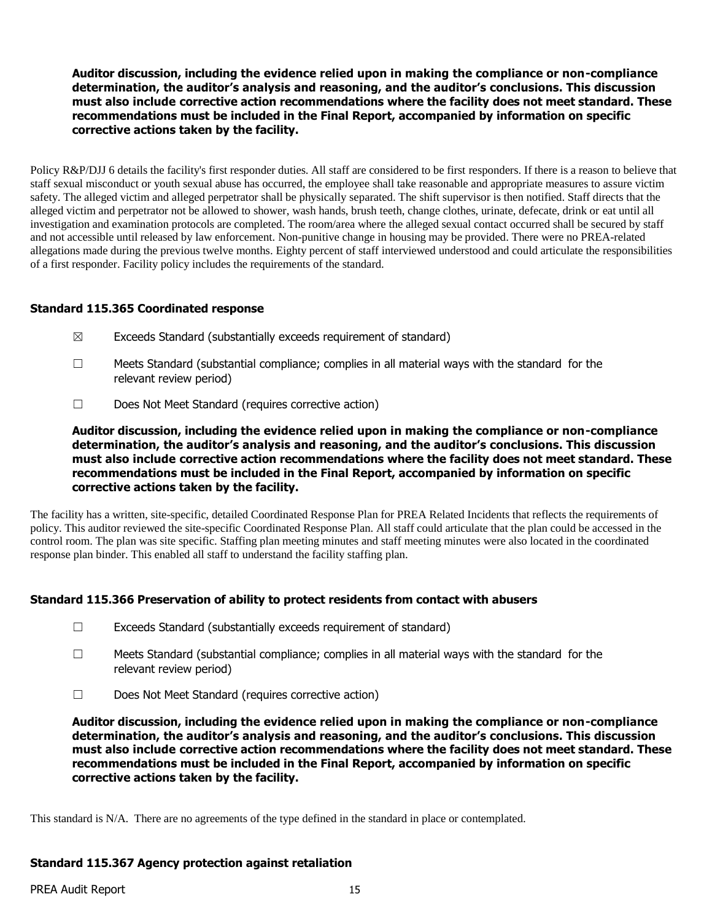**Auditor discussion, including the evidence relied upon in making the compliance or non-compliance determination, the auditor's analysis and reasoning, and the auditor's conclusions. This discussion must also include corrective action recommendations where the facility does not meet standard. These recommendations must be included in the Final Report, accompanied by information on specific corrective actions taken by the facility.**

Policy R&P/DJJ 6 details the facility's first responder duties. All staff are considered to be first responders. If there is a reason to believe that staff sexual misconduct or youth sexual abuse has occurred, the employee shall take reasonable and appropriate measures to assure victim safety. The alleged victim and alleged perpetrator shall be physically separated. The shift supervisor is then notified. Staff directs that the alleged victim and perpetrator not be allowed to shower, wash hands, brush teeth, change clothes, urinate, defecate, drink or eat until all investigation and examination protocols are completed. The room/area where the alleged sexual contact occurred shall be secured by staff and not accessible until released by law enforcement. Non-punitive change in housing may be provided. There were no PREA-related allegations made during the previous twelve months. Eighty percent of staff interviewed understood and could articulate the responsibilities of a first responder. Facility policy includes the requirements of the standard.

### Standard 115.365 Coordinated response

☒ Exceeds Standard (substantially exceeds requirement of standard)

☐ Meets Standard (substantial compliance; complies in all material ways with the standard for the relevant review period)

☐ Does Not Meet Standard (requires corrective action)

**Auditor discussion, including the evidence relied upon in making the compliance or non-compliance determination, the auditor's analysis and reasoning, and the auditor's conclusions. This discussion must also include corrective action recommendations where the facility does not meet standard. These recommendations must be included in the Final Report, accompanied by information on specific corrective actions taken by the facility.**

The facility has a written, site-specific, detailed Coordinated Response Plan for PREA Related Incidents that reflects the requirements of policy. This auditor reviewed the site-specific Coordinated Response Plan. All staff could articulate that the plan could be accessed in the control room. The plan was site specific. Staffing plan meeting minutes and staff meeting minutes were also located in the coordinated response plan binder. This enabled all staff to understand the facility staffing plan.

### Standard 115.366 Preservation of ability to protect residents from contact with abusers

☐ Exceeds Standard (substantially exceeds requirement of standard)

☐ Meets Standard (substantial compliance; complies in all material ways with the standard for the relevant review period)

☐ Does Not Meet Standard (requires corrective action)

**Auditor discussion, including the evidence relied upon in making the compliance or non-compliance determination, the auditor's analysis and reasoning, and the auditor's conclusions. This discussion must also include corrective action recommendations where the facility does not meet standard. These recommendations must be included in the Final Report, accompanied by information on specific corrective actions taken by the facility.**

This standard is N/A. There are no agreements of the type defined in the standard in place or contemplated.

### Standard 115.367 Agency protection against retaliation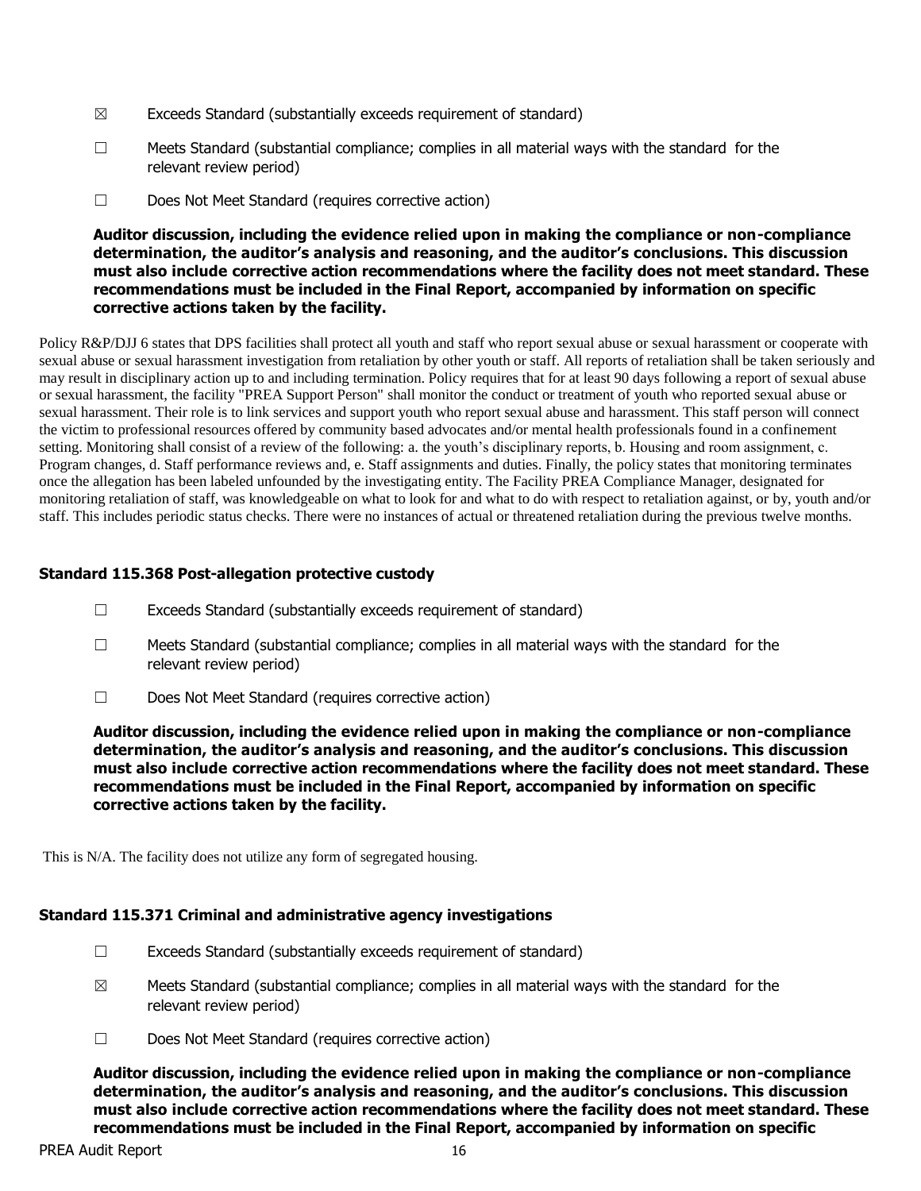- ☒ Exceeds Standard (substantially exceeds requirement of standard)
- ☐ Meets Standard (substantial compliance; complies in all material ways with the standard for the relevant review period)
- ☐ Does Not Meet Standard (requires corrective action)

**Auditor discussion, including the evidence relied upon in making the compliance or non-compliance determination, the auditor's analysis and reasoning, and the auditor's conclusions. This discussion must also include corrective action recommendations where the facility does not meet standard. These recommendations must be included in the Final Report, accompanied by information on specific corrective actions taken by the facility.**

Policy R&P/DJJ 6 states that DPS facilities shall protect all youth and staff who report sexual abuse or sexual harassment or cooperate with sexual abuse or sexual harassment investigation from retaliation by other youth or staff. All reports of retaliation shall be taken seriously and may result in disciplinary action up to and including termination. Policy requires that for at least 90 days following a report of sexual abuse or sexual harassment, the facility "PREA Support Person" shall monitor the conduct or treatment of youth who reported sexual abuse or sexual harassment. Their role is to link services and support youth who report sexual abuse and harassment. This staff person will connect the victim to professional resources offered by community based advocates and/or mental health professionals found in a confinement setting. Monitoring shall consist of a review of the following: a. the youth's disciplinary reports, b. Housing and room assignment, c. Program changes, d. Staff performance reviews and, e. Staff assignments and duties. Finally, the policy states that monitoring terminates once the allegation has been labeled unfounded by the investigating entity. The Facility PREA Compliance Manager, designated for monitoring retaliation of staff, was knowledgeable on what to look for and what to do with respect to retaliation against, or by, youth and/or staff. This includes periodic status checks. There were no instances of actual or threatened retaliation during the previous twelve months.

### Standard 115.368 Post-allegation protective custody

- ☐ Exceeds Standard (substantially exceeds requirement of standard)
- ☐ Meets Standard (substantial compliance; complies in all material ways with the standard for the relevant review period)
- ☐ Does Not Meet Standard (requires corrective action)

**Auditor discussion, including the evidence relied upon in making the compliance or non-compliance determination, the auditor's analysis and reasoning, and the auditor's conclusions. This discussion must also include corrective action recommendations where the facility does not meet standard. These recommendations must be included in the Final Report, accompanied by information on specific corrective actions taken by the facility.**

This is N/A. The facility does not utilize any form of segregated housing.

### Standard 115.371 Criminal and administrative agency investigations

- ☐ Exceeds Standard (substantially exceeds requirement of standard)
- ☒ Meets Standard (substantial compliance; complies in all material ways with the standard for the relevant review period)
- ☐ Does Not Meet Standard (requires corrective action)

**Auditor discussion, including the evidence relied upon in making the compliance or non-compliance determination, the auditor's analysis and reasoning, and the auditor's conclusions. This discussion must also include corrective action recommendations where the facility does not meet standard. These recommendations must be included in the Final Report, accompanied by information on specific**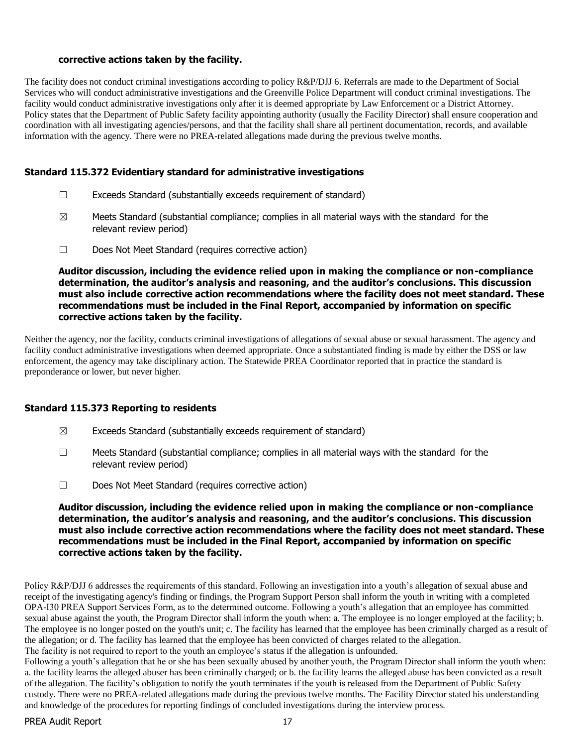**corrective actions taken by the facility.**

The facility does not conduct criminal investigations according to policy R&P/DJJ 6. Referrals are made to the Department of Social Services who will conduct administrative investigations and the Greenville Police Department will conduct criminal investigations. The facility would conduct administrative investigations only after it is deemed appropriate by Law Enforcement or a District Attorney. Policy states that the Department of Public Safety facility appointing authority (usually the Facility Director) shall ensure cooperation and coordination with all investigating agencies/persons, and that the facility shall share all pertinent documentation, records, and available information with the agency. There were no PREA-related allegations made during the previous twelve months.

### Standard 115.372 Evidentiary standard for administrative investigations

☐ Exceeds Standard (substantially exceeds requirement of standard)

☒ Meets Standard (substantial compliance; complies in all material ways with the standard for the relevant review period)

☐ Does Not Meet Standard (requires corrective action)

**Auditor discussion, including the evidence relied upon in making the compliance or non-compliance determination, the auditor's analysis and reasoning, and the auditor's conclusions. This discussion must also include corrective action recommendations where the facility does not meet standard. These recommendations must be included in the Final Report, accompanied by information on specific corrective actions taken by the facility.**

Neither the agency, nor the facility, conducts criminal investigations of allegations of sexual abuse or sexual harassment. The agency and facility conduct administrative investigations when deemed appropriate. Once a substantiated finding is made by either the DSS or law enforcement, the agency may take disciplinary action. The Statewide PREA Coordinator reported that in practice the standard is preponderance or lower, but never higher.

### Standard 115.373 Reporting to residents

☒ Exceeds Standard (substantially exceeds requirement of standard)

☐ Meets Standard (substantial compliance; complies in all material ways with the standard for the relevant review period)

☐ Does Not Meet Standard (requires corrective action)

**Auditor discussion, including the evidence relied upon in making the compliance or non-compliance determination, the auditor's analysis and reasoning, and the auditor's conclusions. This discussion must also include corrective action recommendations where the facility does not meet standard. These recommendations must be included in the Final Report, accompanied by information on specific corrective actions taken by the facility.**

Policy R&P/DJJ 6 addresses the requirements of this standard. Following an investigation into a youth's allegation of sexual abuse and receipt of the investigating agency's finding or findings, the Program Support Person shall inform the youth in writing with a completed OPA-I30 PREA Support Services Form, as to the determined outcome. Following a youth's allegation that an employee has committed sexual abuse against the youth, the Program Director shall inform the youth when: a. The employee is no longer employed at the facility; b. The employee is no longer posted on the youth's unit; c. The facility has learned that the employee has been criminally charged as a result of the allegation; or d. The facility has learned that the employee has been convicted of charges related to the allegation.
The facility is not required to report to the youth an employee's status if the allegation is unfounded.
Following a youth's allegation that he or she has been sexually abused by another youth, the Program Director shall inform the youth when: a. the facility learns the alleged abuser has been criminally charged; or b. the facility learns the alleged abuse has been convicted as a result of the allegation. The facility's obligation to notify the youth terminates if the youth is released from the Department of Public Safety custody. There were no PREA-related allegations made during the previous twelve months. The Facility Director stated his understanding and knowledge of the procedures for reporting findings of concluded investigations during the interview process.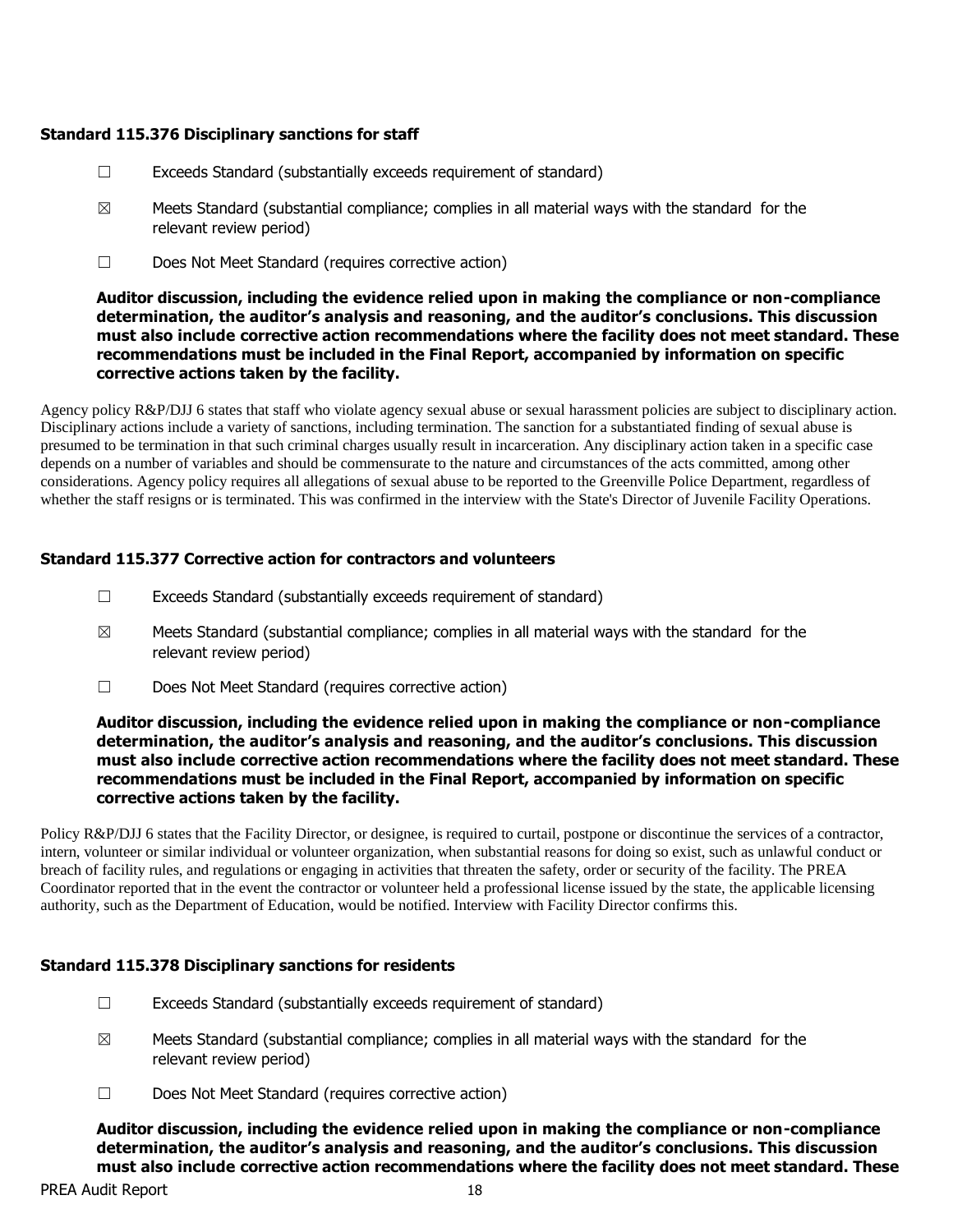### Standard 115.376 Disciplinary sanctions for staff

☐ Exceeds Standard (substantially exceeds requirement of standard)

☒ Meets Standard (substantial compliance; complies in all material ways with the standard for the relevant review period)

☐ Does Not Meet Standard (requires corrective action)

**Auditor discussion, including the evidence relied upon in making the compliance or non-compliance determination, the auditor's analysis and reasoning, and the auditor's conclusions. This discussion must also include corrective action recommendations where the facility does not meet standard. These recommendations must be included in the Final Report, accompanied by information on specific corrective actions taken by the facility.**

Agency policy R&P/DJJ 6 states that staff who violate agency sexual abuse or sexual harassment policies are subject to disciplinary action. Disciplinary actions include a variety of sanctions, including termination. The sanction for a substantiated finding of sexual abuse is presumed to be termination in that such criminal charges usually result in incarceration. Any disciplinary action taken in a specific case depends on a number of variables and should be commensurate to the nature and circumstances of the acts committed, among other considerations. Agency policy requires all allegations of sexual abuse to be reported to the Greenville Police Department, regardless of whether the staff resigns or is terminated. This was confirmed in the interview with the State's Director of Juvenile Facility Operations.

### Standard 115.377 Corrective action for contractors and volunteers

☐ Exceeds Standard (substantially exceeds requirement of standard)

☒ Meets Standard (substantial compliance; complies in all material ways with the standard for the relevant review period)

☐ Does Not Meet Standard (requires corrective action)

**Auditor discussion, including the evidence relied upon in making the compliance or non-compliance determination, the auditor's analysis and reasoning, and the auditor's conclusions. This discussion must also include corrective action recommendations where the facility does not meet standard. These recommendations must be included in the Final Report, accompanied by information on specific corrective actions taken by the facility.**

Policy R&P/DJJ 6 states that the Facility Director, or designee, is required to curtail, postpone or discontinue the services of a contractor, intern, volunteer or similar individual or volunteer organization, when substantial reasons for doing so exist, such as unlawful conduct or breach of facility rules, and regulations or engaging in activities that threaten the safety, order or security of the facility. The PREA Coordinator reported that in the event the contractor or volunteer held a professional license issued by the state, the applicable licensing authority, such as the Department of Education, would be notified. Interview with Facility Director confirms this.

### Standard 115.378 Disciplinary sanctions for residents

☐ Exceeds Standard (substantially exceeds requirement of standard)

☒ Meets Standard (substantial compliance; complies in all material ways with the standard for the relevant review period)

☐ Does Not Meet Standard (requires corrective action)

**Auditor discussion, including the evidence relied upon in making the compliance or non-compliance determination, the auditor's analysis and reasoning, and the auditor's conclusions. This discussion must also include corrective action recommendations where the facility does not meet standard. These**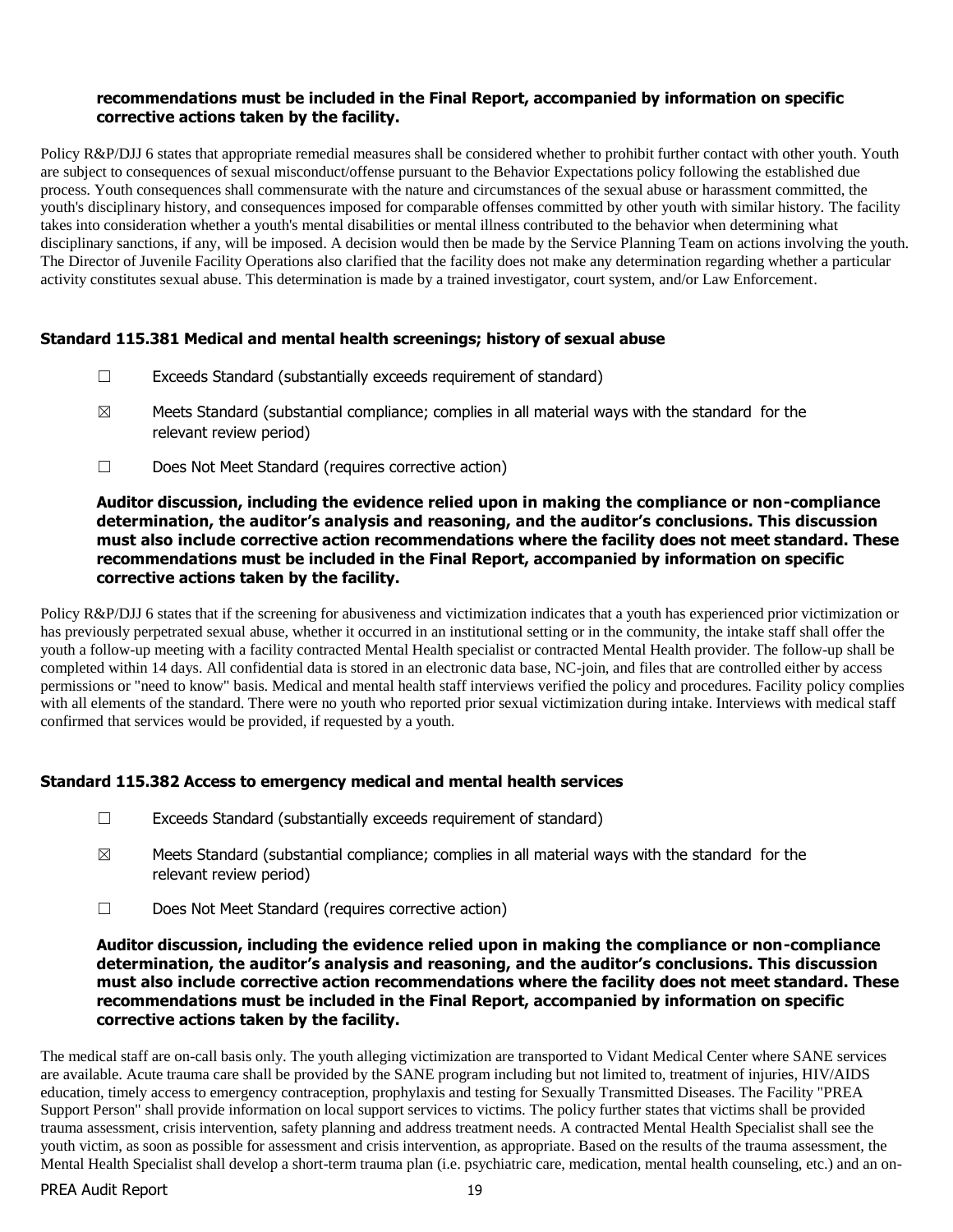**recommendations must be included in the Final Report, accompanied by information on specific corrective actions taken by the facility.**

Policy R&P/DJJ 6 states that appropriate remedial measures shall be considered whether to prohibit further contact with other youth. Youth are subject to consequences of sexual misconduct/offense pursuant to the Behavior Expectations policy following the established due process. Youth consequences shall commensurate with the nature and circumstances of the sexual abuse or harassment committed, the youth's disciplinary history, and consequences imposed for comparable offenses committed by other youth with similar history. The facility takes into consideration whether a youth's mental disabilities or mental illness contributed to the behavior when determining what disciplinary sanctions, if any, will be imposed. A decision would then be made by the Service Planning Team on actions involving the youth. The Director of Juvenile Facility Operations also clarified that the facility does not make any determination regarding whether a particular activity constitutes sexual abuse. This determination is made by a trained investigator, court system, and/or Law Enforcement.

### Standard 115.381 Medical and mental health screenings; history of sexual abuse

☐ Exceeds Standard (substantially exceeds requirement of standard)

☒ Meets Standard (substantial compliance; complies in all material ways with the standard for the relevant review period)

☐ Does Not Meet Standard (requires corrective action)

**Auditor discussion, including the evidence relied upon in making the compliance or non-compliance determination, the auditor's analysis and reasoning, and the auditor's conclusions. This discussion must also include corrective action recommendations where the facility does not meet standard. These recommendations must be included in the Final Report, accompanied by information on specific corrective actions taken by the facility.**

Policy R&P/DJJ 6 states that if the screening for abusiveness and victimization indicates that a youth has experienced prior victimization or has previously perpetrated sexual abuse, whether it occurred in an institutional setting or in the community, the intake staff shall offer the youth a follow-up meeting with a facility contracted Mental Health specialist or contracted Mental Health provider. The follow-up shall be completed within 14 days. All confidential data is stored in an electronic data base, NC-join, and files that are controlled either by access permissions or "need to know" basis. Medical and mental health staff interviews verified the policy and procedures. Facility policy complies with all elements of the standard. There were no youth who reported prior sexual victimization during intake. Interviews with medical staff confirmed that services would be provided, if requested by a youth.

### Standard 115.382 Access to emergency medical and mental health services

☐ Exceeds Standard (substantially exceeds requirement of standard)

☒ Meets Standard (substantial compliance; complies in all material ways with the standard for the relevant review period)

☐ Does Not Meet Standard (requires corrective action)

**Auditor discussion, including the evidence relied upon in making the compliance or non-compliance determination, the auditor's analysis and reasoning, and the auditor's conclusions. This discussion must also include corrective action recommendations where the facility does not meet standard. These recommendations must be included in the Final Report, accompanied by information on specific corrective actions taken by the facility.**

The medical staff are on-call basis only. The youth alleging victimization are transported to Vidant Medical Center where SANE services are available. Acute trauma care shall be provided by the SANE program including but not limited to, treatment of injuries, HIV/AIDS education, timely access to emergency contraception, prophylaxis and testing for Sexually Transmitted Diseases. The Facility "PREA Support Person" shall provide information on local support services to victims. The policy further states that victims shall be provided trauma assessment, crisis intervention, safety planning and address treatment needs. A contracted Mental Health Specialist shall see the youth victim, as soon as possible for assessment and crisis intervention, as appropriate. Based on the results of the trauma assessment, the Mental Health Specialist shall develop a short-term trauma plan (i.e. psychiatric care, medication, mental health counseling, etc.) and an on-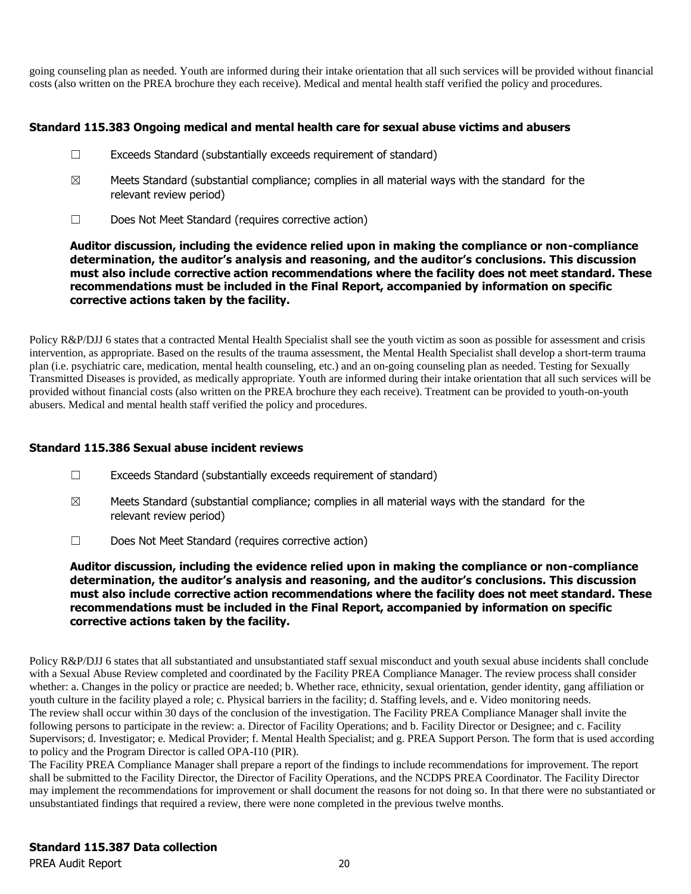going counseling plan as needed. Youth are informed during their intake orientation that all such services will be provided without financial costs (also written on the PREA brochure they each receive). Medical and mental health staff verified the policy and procedures.

### Standard 115.383 Ongoing medical and mental health care for sexual abuse victims and abusers

☐ Exceeds Standard (substantially exceeds requirement of standard)

☒ Meets Standard (substantial compliance; complies in all material ways with the standard for the relevant review period)

☐ Does Not Meet Standard (requires corrective action)

**Auditor discussion, including the evidence relied upon in making the compliance or non-compliance determination, the auditor's analysis and reasoning, and the auditor's conclusions. This discussion must also include corrective action recommendations where the facility does not meet standard. These recommendations must be included in the Final Report, accompanied by information on specific corrective actions taken by the facility.**

Policy R&P/DJJ 6 states that a contracted Mental Health Specialist shall see the youth victim as soon as possible for assessment and crisis intervention, as appropriate. Based on the results of the trauma assessment, the Mental Health Specialist shall develop a short-term trauma plan (i.e. psychiatric care, medication, mental health counseling, etc.) and an on-going counseling plan as needed. Testing for Sexually Transmitted Diseases is provided, as medically appropriate. Youth are informed during their intake orientation that all such services will be provided without financial costs (also written on the PREA brochure they each receive). Treatment can be provided to youth-on-youth abusers. Medical and mental health staff verified the policy and procedures.

### Standard 115.386 Sexual abuse incident reviews

☐ Exceeds Standard (substantially exceeds requirement of standard)

☒ Meets Standard (substantial compliance; complies in all material ways with the standard for the relevant review period)

☐ Does Not Meet Standard (requires corrective action)

**Auditor discussion, including the evidence relied upon in making the compliance or non-compliance determination, the auditor's analysis and reasoning, and the auditor's conclusions. This discussion must also include corrective action recommendations where the facility does not meet standard. These recommendations must be included in the Final Report, accompanied by information on specific corrective actions taken by the facility.**

Policy R&P/DJJ 6 states that all substantiated and unsubstantiated staff sexual misconduct and youth sexual abuse incidents shall conclude with a Sexual Abuse Review completed and coordinated by the Facility PREA Compliance Manager. The review process shall consider whether: a. Changes in the policy or practice are needed; b. Whether race, ethnicity, sexual orientation, gender identity, gang affiliation or youth culture in the facility played a role; c. Physical barriers in the facility; d. Staffing levels, and e. Video monitoring needs.
The review shall occur within 30 days of the conclusion of the investigation. The Facility PREA Compliance Manager shall invite the following persons to participate in the review: a. Director of Facility Operations; and b. Facility Director or Designee; and c. Facility Supervisors; d. Investigator; e. Medical Provider; f. Mental Health Specialist; and g. PREA Support Person. The form that is used according to policy and the Program Director is called OPA-I10 (PIR).
The Facility PREA Compliance Manager shall prepare a report of the findings to include recommendations for improvement. The report shall be submitted to the Facility Director, the Director of Facility Operations, and the NCDPS PREA Coordinator. The Facility Director may implement the recommendations for improvement or shall document the reasons for not doing so. In that there were no substantiated or unsubstantiated findings that required a review, there were none completed in the previous twelve months.

### Standard 115.387 Data collection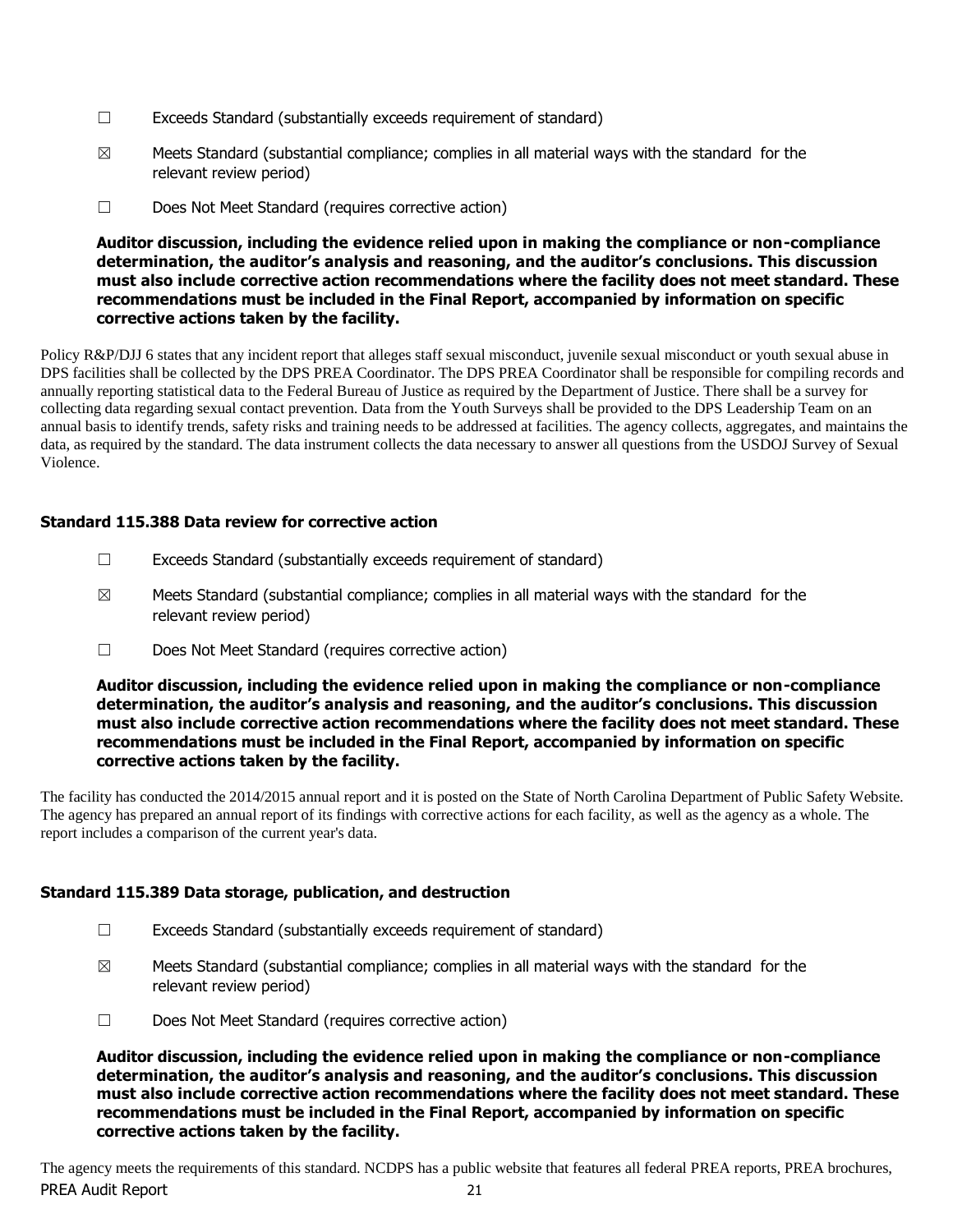☐ Exceeds Standard (substantially exceeds requirement of standard)

☒ Meets Standard (substantial compliance; complies in all material ways with the standard for the relevant review period)

☐ Does Not Meet Standard (requires corrective action)

**Auditor discussion, including the evidence relied upon in making the compliance or non-compliance determination, the auditor's analysis and reasoning, and the auditor's conclusions. This discussion must also include corrective action recommendations where the facility does not meet standard. These recommendations must be included in the Final Report, accompanied by information on specific corrective actions taken by the facility.**

Policy R&P/DJJ 6 states that any incident report that alleges staff sexual misconduct, juvenile sexual misconduct or youth sexual abuse in DPS facilities shall be collected by the DPS PREA Coordinator. The DPS PREA Coordinator shall be responsible for compiling records and annually reporting statistical data to the Federal Bureau of Justice as required by the Department of Justice. There shall be a survey for collecting data regarding sexual contact prevention. Data from the Youth Surveys shall be provided to the DPS Leadership Team on an annual basis to identify trends, safety risks and training needs to be addressed at facilities. The agency collects, aggregates, and maintains the data, as required by the standard. The data instrument collects the data necessary to answer all questions from the USDOJ Survey of Sexual Violence.

### Standard 115.388 Data review for corrective action

☐ Exceeds Standard (substantially exceeds requirement of standard)

☒ Meets Standard (substantial compliance; complies in all material ways with the standard for the relevant review period)

☐ Does Not Meet Standard (requires corrective action)

**Auditor discussion, including the evidence relied upon in making the compliance or non-compliance determination, the auditor's analysis and reasoning, and the auditor's conclusions. This discussion must also include corrective action recommendations where the facility does not meet standard. These recommendations must be included in the Final Report, accompanied by information on specific corrective actions taken by the facility.**

The facility has conducted the 2014/2015 annual report and it is posted on the State of North Carolina Department of Public Safety Website. The agency has prepared an annual report of its findings with corrective actions for each facility, as well as the agency as a whole. The report includes a comparison of the current year's data.

### Standard 115.389 Data storage, publication, and destruction

☐ Exceeds Standard (substantially exceeds requirement of standard)

☒ Meets Standard (substantial compliance; complies in all material ways with the standard for the relevant review period)

☐ Does Not Meet Standard (requires corrective action)

**Auditor discussion, including the evidence relied upon in making the compliance or non-compliance determination, the auditor's analysis and reasoning, and the auditor's conclusions. This discussion must also include corrective action recommendations where the facility does not meet standard. These recommendations must be included in the Final Report, accompanied by information on specific corrective actions taken by the facility.**

The agency meets the requirements of this standard. NCDPS has a public website that features all federal PREA reports, PREA brochures,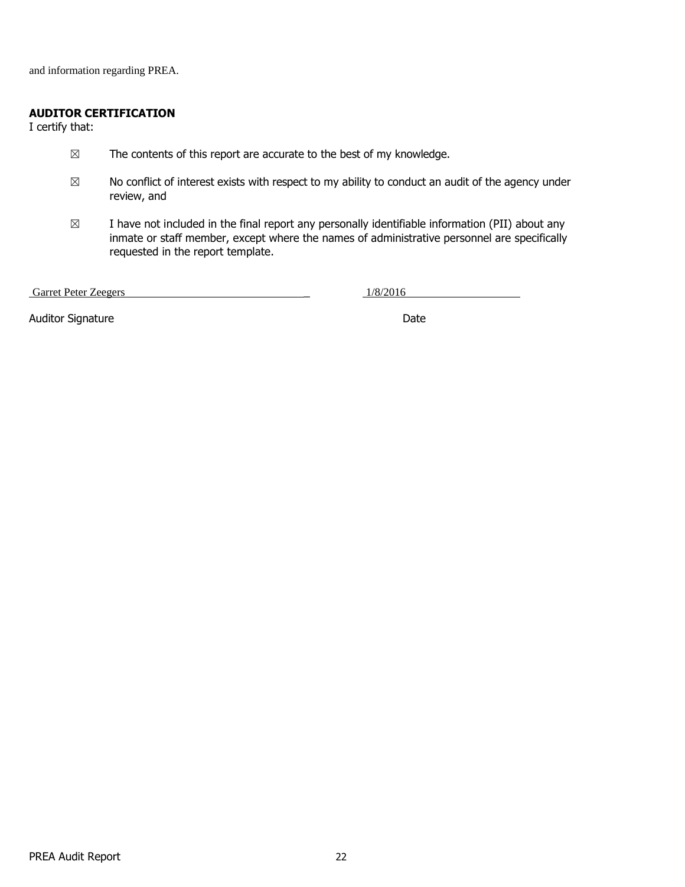and information regarding PREA.

**AUDITOR CERTIFICATION**

I certify that:

- ☒ The contents of this report are accurate to the best of my knowledge.
- ☒ No conflict of interest exists with respect to my ability to conduct an audit of the agency under review, and
- ☒ I have not included in the final report any personally identifiable information (PII) about any inmate or staff member, except where the names of administrative personnel are specifically requested in the report template.

Garret Peter Zeegers &nbsp;&nbsp;&nbsp;&nbsp;&nbsp;&nbsp;&nbsp;&nbsp;&nbsp;&nbsp;&nbsp;&nbsp;&nbsp;&nbsp;&nbsp;&nbsp;&nbsp;&nbsp;&nbsp;&nbsp;&nbsp;&nbsp;&nbsp;&nbsp; 1/8/2016

Auditor Signature &nbsp;&nbsp;&nbsp;&nbsp;&nbsp;&nbsp;&nbsp;&nbsp;&nbsp;&nbsp;&nbsp;&nbsp;&nbsp;&nbsp;&nbsp;&nbsp;&nbsp;&nbsp;&nbsp;&nbsp;&nbsp;&nbsp;&nbsp;&nbsp;&nbsp;&nbsp;&nbsp;&nbsp; Date